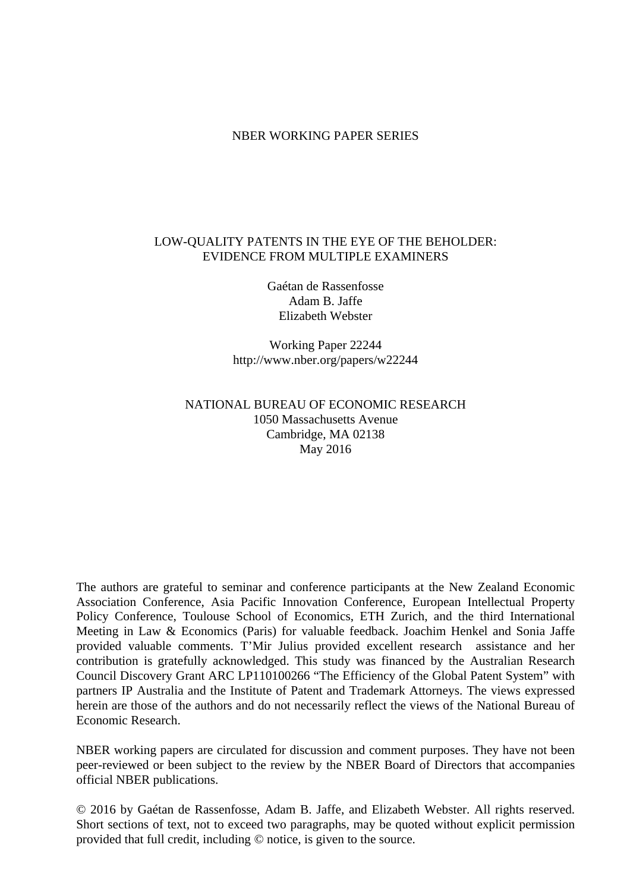NBER WORKING PAPER SERIES

# LOW-QUALITY PATENTS IN THE EYE OF THE BEHOLDER: EVIDENCE FROM MULTIPLE EXAMINERS

Gaétan de Rassenfosse
Adam B. Jaffe
Elizabeth Webster

Working Paper 22244
http://www.nber.org/papers/w22244

NATIONAL BUREAU OF ECONOMIC RESEARCH
1050 Massachusetts Avenue
Cambridge, MA 02138
May 2016

The authors are grateful to seminar and conference participants at the New Zealand Economic Association Conference, Asia Pacific Innovation Conference, European Intellectual Property Policy Conference, Toulouse School of Economics, ETH Zurich, and the third International Meeting in Law & Economics (Paris) for valuable feedback. Joachim Henkel and Sonia Jaffe provided valuable comments. T'Mir Julius provided excellent research assistance and her contribution is gratefully acknowledged. This study was financed by the Australian Research Council Discovery Grant ARC LP110100266 "The Efficiency of the Global Patent System" with partners IP Australia and the Institute of Patent and Trademark Attorneys. The views expressed herein are those of the authors and do not necessarily reflect the views of the National Bureau of Economic Research.

NBER working papers are circulated for discussion and comment purposes. They have not been peer-reviewed or been subject to the review by the NBER Board of Directors that accompanies official NBER publications.

© 2016 by Gaétan de Rassenfosse, Adam B. Jaffe, and Elizabeth Webster. All rights reserved. Short sections of text, not to exceed two paragraphs, may be quoted without explicit permission provided that full credit, including © notice, is given to the source.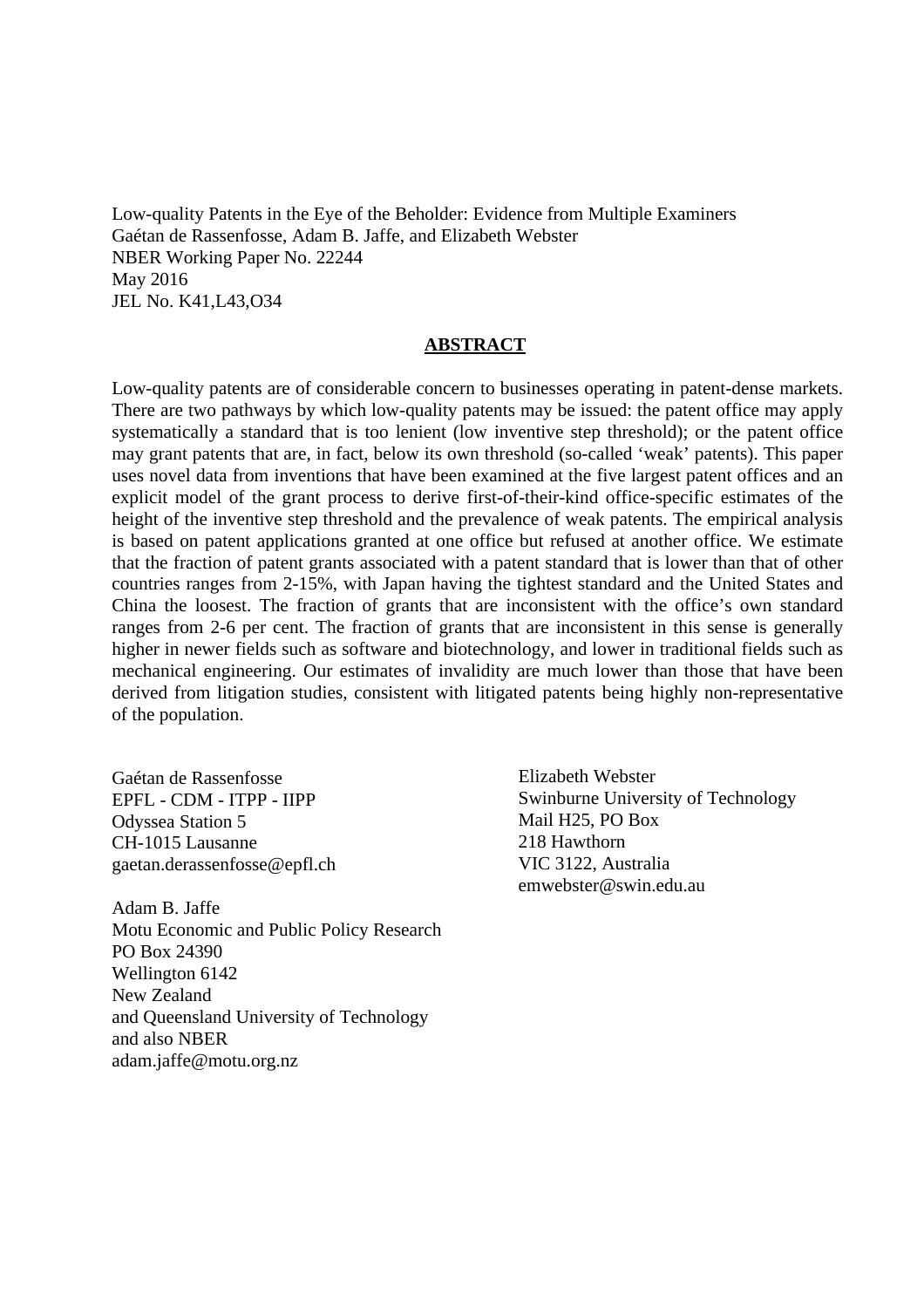Low-quality Patents in the Eye of the Beholder: Evidence from Multiple Examiners
Gaétan de Rassenfosse, Adam B. Jaffe, and Elizabeth Webster
NBER Working Paper No. 22244
May 2016
JEL No. K41,L43,O34

## ABSTRACT

Low-quality patents are of considerable concern to businesses operating in patent-dense markets. There are two pathways by which low-quality patents may be issued: the patent office may apply systematically a standard that is too lenient (low inventive step threshold); or the patent office may grant patents that are, in fact, below its own threshold (so-called 'weak' patents). This paper uses novel data from inventions that have been examined at the five largest patent offices and an explicit model of the grant process to derive first-of-their-kind office-specific estimates of the height of the inventive step threshold and the prevalence of weak patents. The empirical analysis is based on patent applications granted at one office but refused at another office. We estimate that the fraction of patent grants associated with a patent standard that is lower than that of other countries ranges from 2-15%, with Japan having the tightest standard and the United States and China the loosest. The fraction of grants that are inconsistent with the office's own standard ranges from 2-6 per cent. The fraction of grants that are inconsistent in this sense is generally higher in newer fields such as software and biotechnology, and lower in traditional fields such as mechanical engineering. Our estimates of invalidity are much lower than those that have been derived from litigation studies, consistent with litigated patents being highly non-representative of the population.

Gaétan de Rassenfosse
EPFL - CDM - ITPP - IIPP
Odyssea Station 5
CH-1015 Lausanne
gaetan.derassenfosse@epfl.ch

Adam B. Jaffe
Motu Economic and Public Policy Research
PO Box 24390
Wellington 6142
New Zealand
and Queensland University of Technology
and also NBER
adam.jaffe@motu.org.nz

Elizabeth Webster
Swinburne University of Technology
Mail H25, PO Box
218 Hawthorn
VIC 3122, Australia
emwebster@swin.edu.au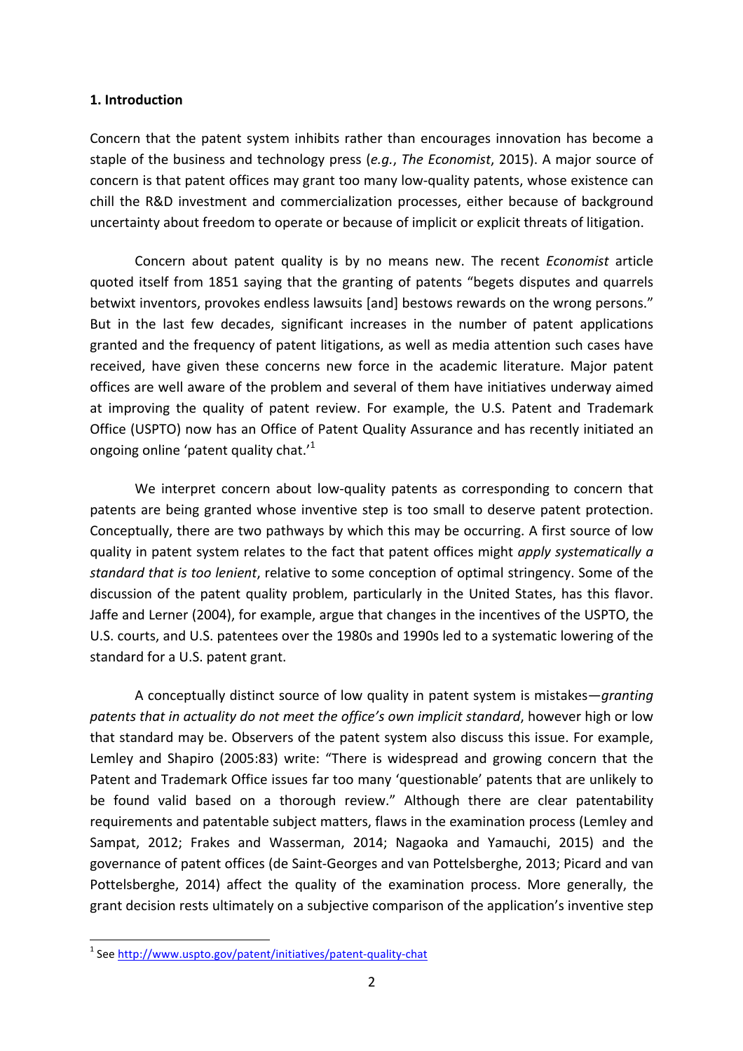## 1. Introduction

Concern that the patent system inhibits rather than encourages innovation has become a staple of the business and technology press (*e.g.*, *The Economist*, 2015). A major source of concern is that patent offices may grant too many low-quality patents, whose existence can chill the R&D investment and commercialization processes, either because of background uncertainty about freedom to operate or because of implicit or explicit threats of litigation.

Concern about patent quality is by no means new. The recent *Economist* article quoted itself from 1851 saying that the granting of patents "begets disputes and quarrels betwixt inventors, provokes endless lawsuits [and] bestows rewards on the wrong persons." But in the last few decades, significant increases in the number of patent applications granted and the frequency of patent litigations, as well as media attention such cases have received, have given these concerns new force in the academic literature. Major patent offices are well aware of the problem and several of them have initiatives underway aimed at improving the quality of patent review. For example, the U.S. Patent and Trademark Office (USPTO) now has an Office of Patent Quality Assurance and has recently initiated an ongoing online 'patent quality chat.'[1]

We interpret concern about low-quality patents as corresponding to concern that patents are being granted whose inventive step is too small to deserve patent protection. Conceptually, there are two pathways by which this may be occurring. A first source of low quality in patent system relates to the fact that patent offices might *apply systematically a standard that is too lenient*, relative to some conception of optimal stringency. Some of the discussion of the patent quality problem, particularly in the United States, has this flavor. Jaffe and Lerner (2004), for example, argue that changes in the incentives of the USPTO, the U.S. courts, and U.S. patentees over the 1980s and 1990s led to a systematic lowering of the standard for a U.S. patent grant.

A conceptually distinct source of low quality in patent system is mistakes—*granting patents that in actuality do not meet the office's own implicit standard*, however high or low that standard may be. Observers of the patent system also discuss this issue. For example, Lemley and Shapiro (2005:83) write: "There is widespread and growing concern that the Patent and Trademark Office issues far too many 'questionable' patents that are unlikely to be found valid based on a thorough review." Although there are clear patentability requirements and patentable subject matters, flaws in the examination process (Lemley and Sampat, 2012; Frakes and Wasserman, 2014; Nagaoka and Yamauchi, 2015) and the governance of patent offices (de Saint-Georges and van Pottelsberghe, 2013; Picard and van Pottelsberghe, 2014) affect the quality of the examination process. More generally, the grant decision rests ultimately on a subjective comparison of the application's inventive step

[1] See http://www.uspto.gov/patent/initiatives/patent-quality-chat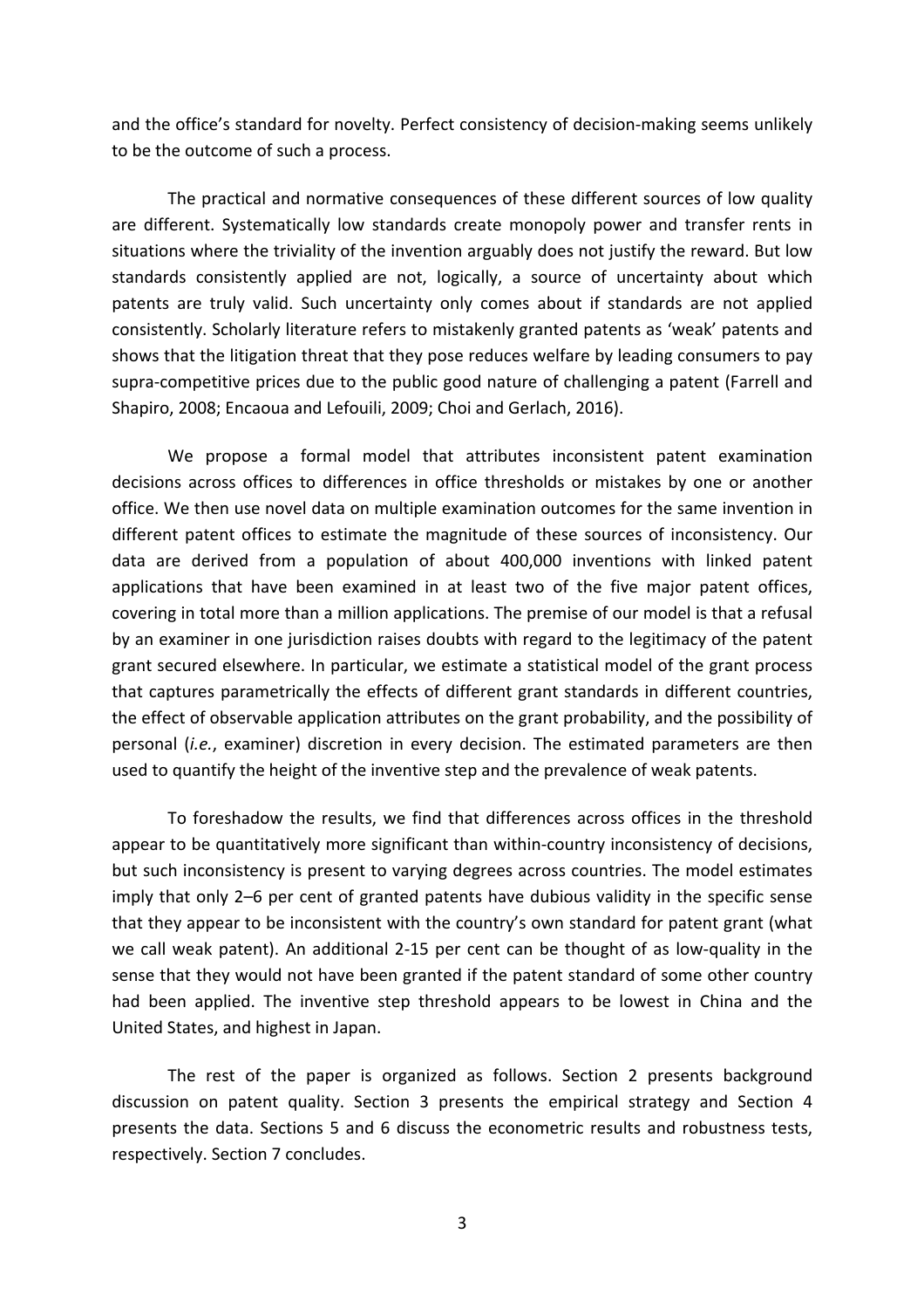and the office's standard for novelty. Perfect consistency of decision-making seems unlikely to be the outcome of such a process.

The practical and normative consequences of these different sources of low quality are different. Systematically low standards create monopoly power and transfer rents in situations where the triviality of the invention arguably does not justify the reward. But low standards consistently applied are not, logically, a source of uncertainty about which patents are truly valid. Such uncertainty only comes about if standards are not applied consistently. Scholarly literature refers to mistakenly granted patents as 'weak' patents and shows that the litigation threat that they pose reduces welfare by leading consumers to pay supra-competitive prices due to the public good nature of challenging a patent (Farrell and Shapiro, 2008; Encaoua and Lefouili, 2009; Choi and Gerlach, 2016).

We propose a formal model that attributes inconsistent patent examination decisions across offices to differences in office thresholds or mistakes by one or another office. We then use novel data on multiple examination outcomes for the same invention in different patent offices to estimate the magnitude of these sources of inconsistency. Our data are derived from a population of about 400,000 inventions with linked patent applications that have been examined in at least two of the five major patent offices, covering in total more than a million applications. The premise of our model is that a refusal by an examiner in one jurisdiction raises doubts with regard to the legitimacy of the patent grant secured elsewhere. In particular, we estimate a statistical model of the grant process that captures parametrically the effects of different grant standards in different countries, the effect of observable application attributes on the grant probability, and the possibility of personal (*i.e.*, examiner) discretion in every decision. The estimated parameters are then used to quantify the height of the inventive step and the prevalence of weak patents.

To foreshadow the results, we find that differences across offices in the threshold appear to be quantitatively more significant than within-country inconsistency of decisions, but such inconsistency is present to varying degrees across countries. The model estimates imply that only 2–6 per cent of granted patents have dubious validity in the specific sense that they appear to be inconsistent with the country's own standard for patent grant (what we call weak patent). An additional 2-15 per cent can be thought of as low-quality in the sense that they would not have been granted if the patent standard of some other country had been applied. The inventive step threshold appears to be lowest in China and the United States, and highest in Japan.

The rest of the paper is organized as follows. Section 2 presents background discussion on patent quality. Section 3 presents the empirical strategy and Section 4 presents the data. Sections 5 and 6 discuss the econometric results and robustness tests, respectively. Section 7 concludes.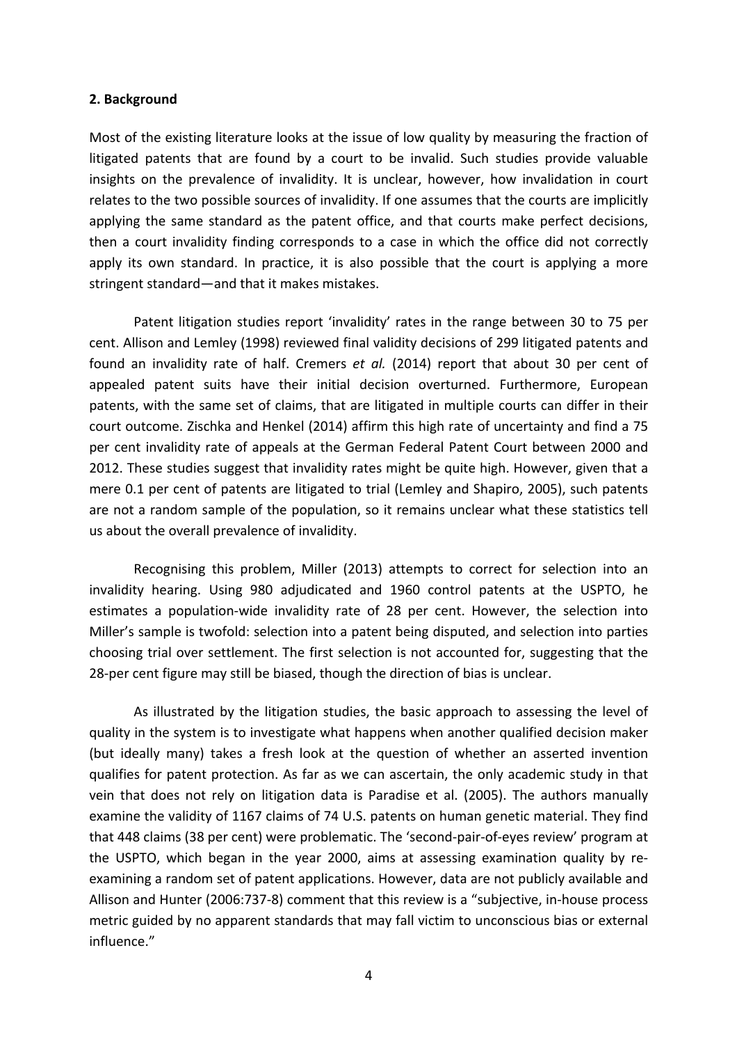**2. Background**

Most of the existing literature looks at the issue of low quality by measuring the fraction of litigated patents that are found by a court to be invalid. Such studies provide valuable insights on the prevalence of invalidity. It is unclear, however, how invalidation in court relates to the two possible sources of invalidity. If one assumes that the courts are implicitly applying the same standard as the patent office, and that courts make perfect decisions, then a court invalidity finding corresponds to a case in which the office did not correctly apply its own standard. In practice, it is also possible that the court is applying a more stringent standard—and that it makes mistakes.

Patent litigation studies report 'invalidity' rates in the range between 30 to 75 per cent. Allison and Lemley (1998) reviewed final validity decisions of 299 litigated patents and found an invalidity rate of half. Cremers *et al.* (2014) report that about 30 per cent of appealed patent suits have their initial decision overturned. Furthermore, European patents, with the same set of claims, that are litigated in multiple courts can differ in their court outcome. Zischka and Henkel (2014) affirm this high rate of uncertainty and find a 75 per cent invalidity rate of appeals at the German Federal Patent Court between 2000 and 2012. These studies suggest that invalidity rates might be quite high. However, given that a mere 0.1 per cent of patents are litigated to trial (Lemley and Shapiro, 2005), such patents are not a random sample of the population, so it remains unclear what these statistics tell us about the overall prevalence of invalidity.

Recognising this problem, Miller (2013) attempts to correct for selection into an invalidity hearing. Using 980 adjudicated and 1960 control patents at the USPTO, he estimates a population-wide invalidity rate of 28 per cent. However, the selection into Miller's sample is twofold: selection into a patent being disputed, and selection into parties choosing trial over settlement. The first selection is not accounted for, suggesting that the 28-per cent figure may still be biased, though the direction of bias is unclear.

As illustrated by the litigation studies, the basic approach to assessing the level of quality in the system is to investigate what happens when another qualified decision maker (but ideally many) takes a fresh look at the question of whether an asserted invention qualifies for patent protection. As far as we can ascertain, the only academic study in that vein that does not rely on litigation data is Paradise et al. (2005). The authors manually examine the validity of 1167 claims of 74 U.S. patents on human genetic material. They find that 448 claims (38 per cent) were problematic. The 'second-pair-of-eyes review' program at the USPTO, which began in the year 2000, aims at assessing examination quality by re-examining a random set of patent applications. However, data are not publicly available and Allison and Hunter (2006:737-8) comment that this review is a "subjective, in-house process metric guided by no apparent standards that may fall victim to unconscious bias or external influence."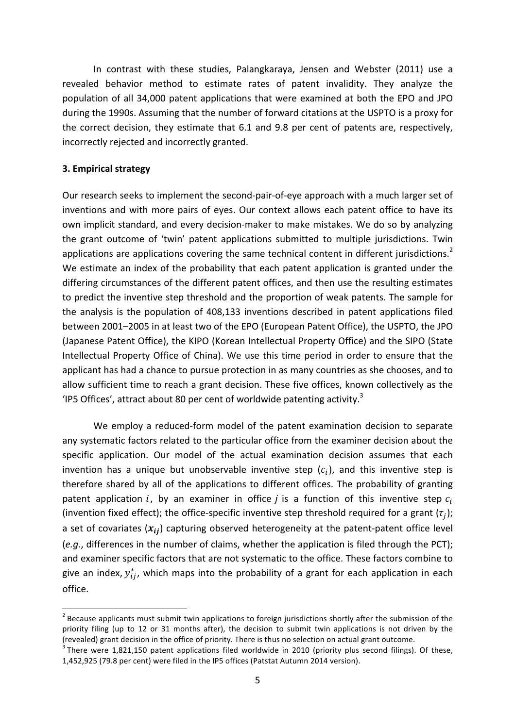In contrast with these studies, Palangkaraya, Jensen and Webster (2011) use a revealed behavior method to estimate rates of patent invalidity. They analyze the population of all 34,000 patent applications that were examined at both the EPO and JPO during the 1990s. Assuming that the number of forward citations at the USPTO is a proxy for the correct decision, they estimate that 6.1 and 9.8 per cent of patents are, respectively, incorrectly rejected and incorrectly granted.

### 3. Empirical strategy

Our research seeks to implement the second-pair-of-eye approach with a much larger set of inventions and with more pairs of eyes. Our context allows each patent office to have its own implicit standard, and every decision-maker to make mistakes. We do so by analyzing the grant outcome of 'twin' patent applications submitted to multiple jurisdictions. Twin applications are applications covering the same technical content in different jurisdictions.[2] We estimate an index of the probability that each patent application is granted under the differing circumstances of the different patent offices, and then use the resulting estimates to predict the inventive step threshold and the proportion of weak patents. The sample for the analysis is the population of 408,133 inventions described in patent applications filed between 2001–2005 in at least two of the EPO (European Patent Office), the USPTO, the JPO (Japanese Patent Office), the KIPO (Korean Intellectual Property Office) and the SIPO (State Intellectual Property Office of China). We use this time period in order to ensure that the applicant has had a chance to pursue protection in as many countries as she chooses, and to allow sufficient time to reach a grant decision. These five offices, known collectively as the 'IP5 Offices', attract about 80 per cent of worldwide patenting activity.[3]

We employ a reduced-form model of the patent examination decision to separate any systematic factors related to the particular office from the examiner decision about the specific application. Our model of the actual examination decision assumes that each invention has a unique but unobservable inventive step ($c_i$), and this inventive step is therefore shared by all of the applications to different offices. The probability of granting patent application $i$, by an examiner in office $j$ is a function of this inventive step $c_i$ (invention fixed effect); the office-specific inventive step threshold required for a grant ($\tau_j$); a set of covariates ($\boldsymbol{x}_{ij}$) capturing observed heterogeneity at the patent-patent office level (*e.g.*, differences in the number of claims, whether the application is filed through the PCT); and examiner specific factors that are not systematic to the office. These factors combine to give an index, $y_{ij}^*$, which maps into the probability of a grant for each application in each office.

---

[2] Because applicants must submit twin applications to foreign jurisdictions shortly after the submission of the priority filing (up to 12 or 31 months after), the decision to submit twin applications is not driven by the (revealed) grant decision in the office of priority. There is thus no selection on actual grant outcome.

[3] There were 1,821,150 patent applications filed worldwide in 2010 (priority plus second filings). Of these, 1,452,925 (79.8 per cent) were filed in the IP5 offices (Patstat Autumn 2014 version).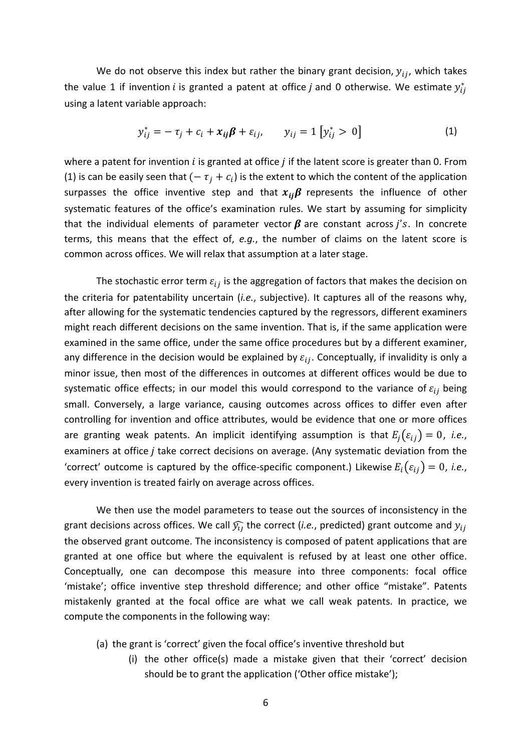We do not observe this index but rather the binary grant decision, $y_{ij}$, which takes the value 1 if invention $i$ is granted a patent at office $j$ and 0 otherwise. We estimate $y_{ij}^*$ using a latent variable approach:

$$y_{ij}^* = -\tau_j + c_i + \boldsymbol{x_{ij}\beta} + \varepsilon_{ij}, \qquad y_{ij} = 1\left[y_{ij}^* > 0\right] \tag{1}$$

where a patent for invention $i$ is granted at office $j$ if the latent score is greater than 0. From (1) is can be easily seen that $(-\tau_j + c_i)$ is the extent to which the content of the application surpasses the office inventive step and that $\boldsymbol{x_{ij}\beta}$ represents the influence of other systematic features of the office's examination rules. We start by assuming for simplicity that the individual elements of parameter vector $\boldsymbol{\beta}$ are constant across $j$'s. In concrete terms, this means that the effect of, *e.g.*, the number of claims on the latent score is common across offices. We will relax that assumption at a later stage.

The stochastic error term $\varepsilon_{ij}$ is the aggregation of factors that makes the decision on the criteria for patentability uncertain (*i.e.*, subjective). It captures all of the reasons why, after allowing for the systematic tendencies captured by the regressors, different examiners might reach different decisions on the same invention. That is, if the same application were examined in the same office, under the same office procedures but by a different examiner, any difference in the decision would be explained by $\varepsilon_{ij}$. Conceptually, if invalidity is only a minor issue, then most of the differences in outcomes at different offices would be due to systematic office effects; in our model this would correspond to the variance of $\varepsilon_{ij}$ being small. Conversely, a large variance, causing outcomes across offices to differ even after controlling for invention and office attributes, would be evidence that one or more offices are granting weak patents. An implicit identifying assumption is that $E_j(\varepsilon_{ij}) = 0$, *i.e.*, examiners at office $j$ take correct decisions on average. (Any systematic deviation from the 'correct' outcome is captured by the office-specific component.) Likewise $E_i(\varepsilon_{ij}) = 0$, *i.e.*, every invention is treated fairly on average across offices.

We then use the model parameters to tease out the sources of inconsistency in the grant decisions across offices. We call $\widehat{y_{ij}}$ the correct (*i.e.*, predicted) grant outcome and $y_{ij}$ the observed grant outcome. The inconsistency is composed of patent applications that are granted at one office but where the equivalent is refused by at least one other office. Conceptually, one can decompose this measure into three components: focal office 'mistake'; office inventive step threshold difference; and other office "mistake". Patents mistakenly granted at the focal office are what we call weak patents. In practice, we compute the components in the following way:

(a) the grant is 'correct' given the focal office's inventive threshold but
   (i) the other office(s) made a mistake given that their 'correct' decision should be to grant the application ('Other office mistake');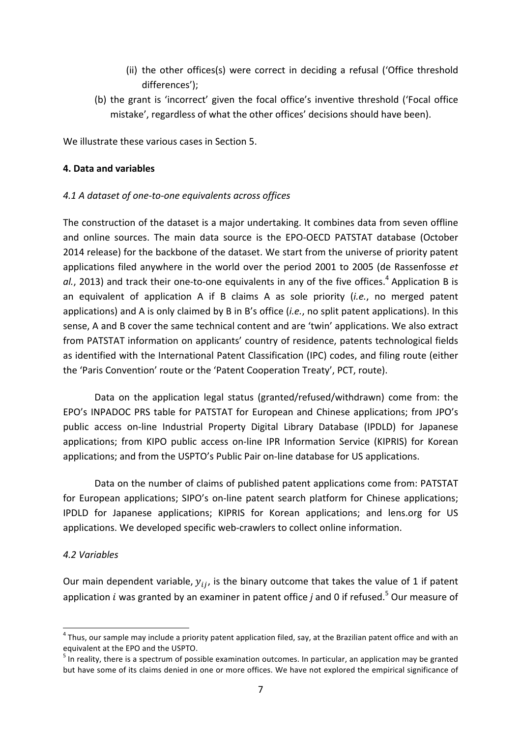(ii) the other offices(s) were correct in deciding a refusal ('Office threshold differences');

(b) the grant is 'incorrect' given the focal office's inventive threshold ('Focal office mistake', regardless of what the other offices' decisions should have been).

We illustrate these various cases in Section 5.

### 4. Data and variables

#### *4.1 A dataset of one-to-one equivalents across offices*

The construction of the dataset is a major undertaking. It combines data from seven offline and online sources. The main data source is the EPO-OECD PATSTAT database (October 2014 release) for the backbone of the dataset. We start from the universe of priority patent applications filed anywhere in the world over the period 2001 to 2005 (de Rassenfosse *et al.*, 2013) and track their one-to-one equivalents in any of the five offices.[4] Application B is an equivalent of application A if B claims A as sole priority (*i.e.*, no merged patent applications) and A is only claimed by B in B's office (*i.e.*, no split patent applications). In this sense, A and B cover the same technical content and are 'twin' applications. We also extract from PATSTAT information on applicants' country of residence, patents technological fields as identified with the International Patent Classification (IPC) codes, and filing route (either the 'Paris Convention' route or the 'Patent Cooperation Treaty', PCT, route).

Data on the application legal status (granted/refused/withdrawn) come from: the EPO's INPADOC PRS table for PATSTAT for European and Chinese applications; from JPO's public access on-line Industrial Property Digital Library Database (IPDLD) for Japanese applications; from KIPO public access on-line IPR Information Service (KIPRIS) for Korean applications; and from the USPTO's Public Pair on-line database for US applications.

Data on the number of claims of published patent applications come from: PATSTAT for European applications; SIPO's on-line patent search platform for Chinese applications; IPDLD for Japanese applications; KIPRIS for Korean applications; and lens.org for US applications. We developed specific web-crawlers to collect online information.

#### *4.2 Variables*

Our main dependent variable, $y_{ij}$, is the binary outcome that takes the value of 1 if patent application $i$ was granted by an examiner in patent office $j$ and 0 if refused.[5] Our measure of

[4] Thus, our sample may include a priority patent application filed, say, at the Brazilian patent office and with an equivalent at the EPO and the USPTO.

[5] In reality, there is a spectrum of possible examination outcomes. In particular, an application may be granted but have some of its claims denied in one or more offices. We have not explored the empirical significance of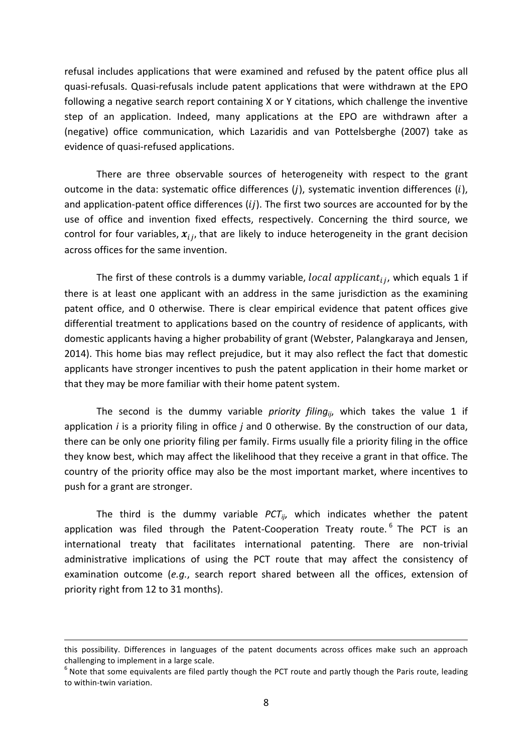refusal includes applications that were examined and refused by the patent office plus all quasi-refusals. Quasi-refusals include patent applications that were withdrawn at the EPO following a negative search report containing X or Y citations, which challenge the inventive step of an application. Indeed, many applications at the EPO are withdrawn after a (negative) office communication, which Lazaridis and van Pottelsberghe (2007) take as evidence of quasi-refused applications.

There are three observable sources of heterogeneity with respect to the grant outcome in the data: systematic office differences ($j$), systematic invention differences ($i$), and application-patent office differences ($ij$). The first two sources are accounted for by the use of office and invention fixed effects, respectively. Concerning the third source, we control for four variables, $\boldsymbol{x}_{ij}$, that are likely to induce heterogeneity in the grant decision across offices for the same invention.

The first of these controls is a dummy variable, $local\ applicant_{ij}$, which equals 1 if there is at least one applicant with an address in the same jurisdiction as the examining patent office, and 0 otherwise. There is clear empirical evidence that patent offices give differential treatment to applications based on the country of residence of applicants, with domestic applicants having a higher probability of grant (Webster, Palangkaraya and Jensen, 2014). This home bias may reflect prejudice, but it may also reflect the fact that domestic applicants have stronger incentives to push the patent application in their home market or that they may be more familiar with their home patent system.

The second is the dummy variable *priority filing*$_{ij}$, which takes the value 1 if application $i$ is a priority filing in office $j$ and 0 otherwise. By the construction of our data, there can be only one priority filing per family. Firms usually file a priority filing in the office they know best, which may affect the likelihood that they receive a grant in that office. The country of the priority office may also be the most important market, where incentives to push for a grant are stronger.

The third is the dummy variable *PCT*$_{ij}$, which indicates whether the patent application was filed through the Patent-Cooperation Treaty route.[6] The PCT is an international treaty that facilitates international patenting. There are non-trivial administrative implications of using the PCT route that may affect the consistency of examination outcome (*e.g.*, search report shared between all the offices, extension of priority right from 12 to 31 months).

---

this possibility. Differences in languages of the patent documents across offices make such an approach challenging to implement in a large scale.

[6] Note that some equivalents are filed partly though the PCT route and partly though the Paris route, leading to within-twin variation.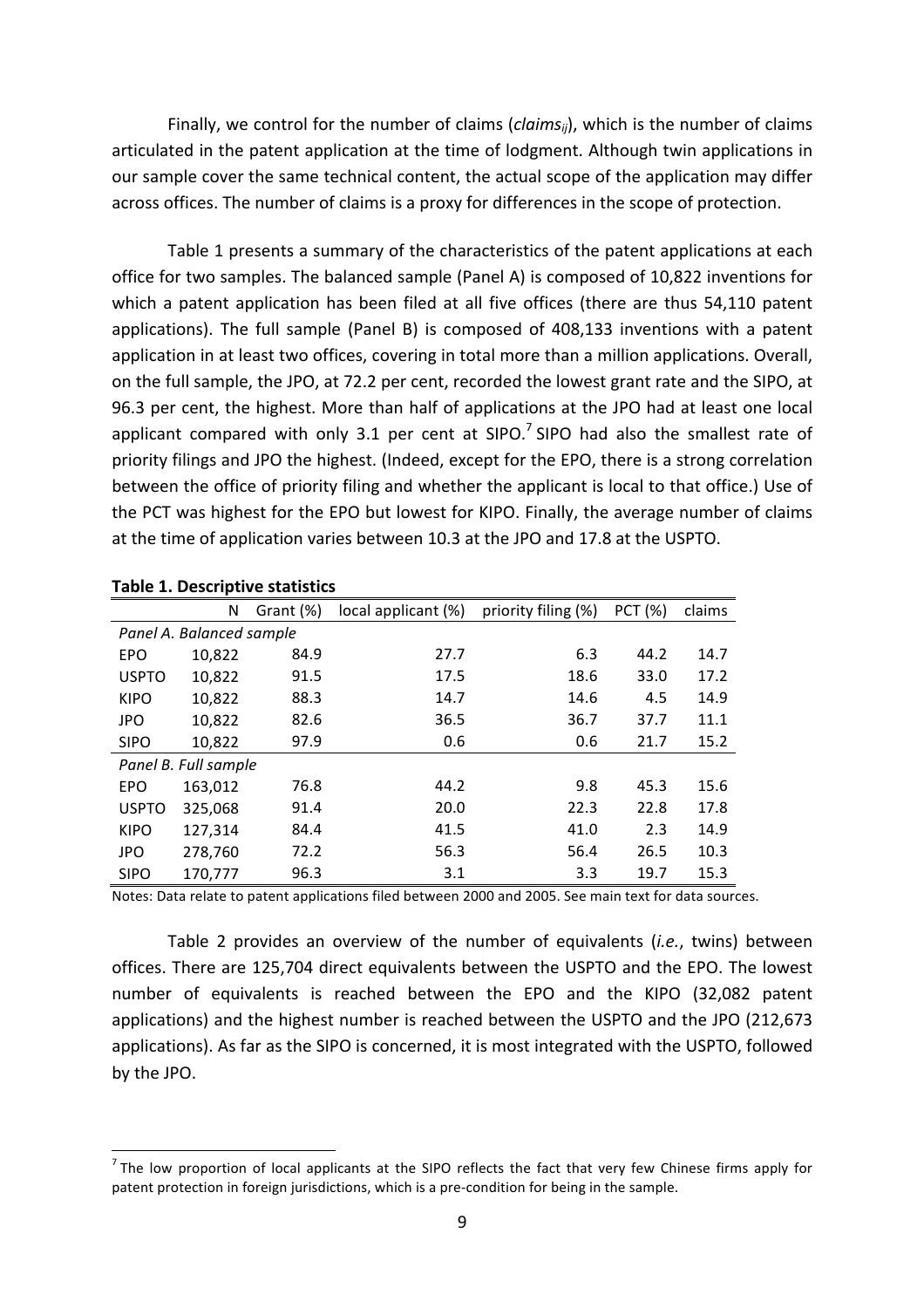Finally, we control for the number of claims ($claims_{ij}$), which is the number of claims articulated in the patent application at the time of lodgment. Although twin applications in our sample cover the same technical content, the actual scope of the application may differ across offices. The number of claims is a proxy for differences in the scope of protection.

Table 1 presents a summary of the characteristics of the patent applications at each office for two samples. The balanced sample (Panel A) is composed of 10,822 inventions for which a patent application has been filed at all five offices (there are thus 54,110 patent applications). The full sample (Panel B) is composed of 408,133 inventions with a patent application in at least two offices, covering in total more than a million applications. Overall, on the full sample, the JPO, at 72.2 per cent, recorded the lowest grant rate and the SIPO, at 96.3 per cent, the highest. More than half of applications at the JPO had at least one local applicant compared with only 3.1 per cent at SIPO.[7] SIPO had also the smallest rate of priority filings and JPO the highest. (Indeed, except for the EPO, there is a strong correlation between the office of priority filing and whether the applicant is local to that office.) Use of the PCT was highest for the EPO but lowest for KIPO. Finally, the average number of claims at the time of application varies between 10.3 at the JPO and 17.8 at the USPTO.

**Table 1. Descriptive statistics**

| | N | Grant (%) | local applicant (%) | priority filing (%) | PCT (%) | claims |
|---|---|---|---|---|---|---|
| *Panel A. Balanced sample* | | | | | | |
| EPO | 10,822 | 84.9 | 27.7 | 6.3 | 44.2 | 14.7 |
| USPTO | 10,822 | 91.5 | 17.5 | 18.6 | 33.0 | 17.2 |
| KIPO | 10,822 | 88.3 | 14.7 | 14.6 | 4.5 | 14.9 |
| JPO | 10,822 | 82.6 | 36.5 | 36.7 | 37.7 | 11.1 |
| SIPO | 10,822 | 97.9 | 0.6 | 0.6 | 21.7 | 15.2 |
| *Panel B. Full sample* | | | | | | |
| EPO | 163,012 | 76.8 | 44.2 | 9.8 | 45.3 | 15.6 |
| USPTO | 325,068 | 91.4 | 20.0 | 22.3 | 22.8 | 17.8 |
| KIPO | 127,314 | 84.4 | 41.5 | 41.0 | 2.3 | 14.9 |
| JPO | 278,760 | 72.2 | 56.3 | 56.4 | 26.5 | 10.3 |
| SIPO | 170,777 | 96.3 | 3.1 | 3.3 | 19.7 | 15.3 |

Notes: Data relate to patent applications filed between 2000 and 2005. See main text for data sources.

Table 2 provides an overview of the number of equivalents (*i.e.*, twins) between offices. There are 125,704 direct equivalents between the USPTO and the EPO. The lowest number of equivalents is reached between the EPO and the KIPO (32,082 patent applications) and the highest number is reached between the USPTO and the JPO (212,673 applications). As far as the SIPO is concerned, it is most integrated with the USPTO, followed by the JPO.

[7] The low proportion of local applicants at the SIPO reflects the fact that very few Chinese firms apply for patent protection in foreign jurisdictions, which is a pre-condition for being in the sample.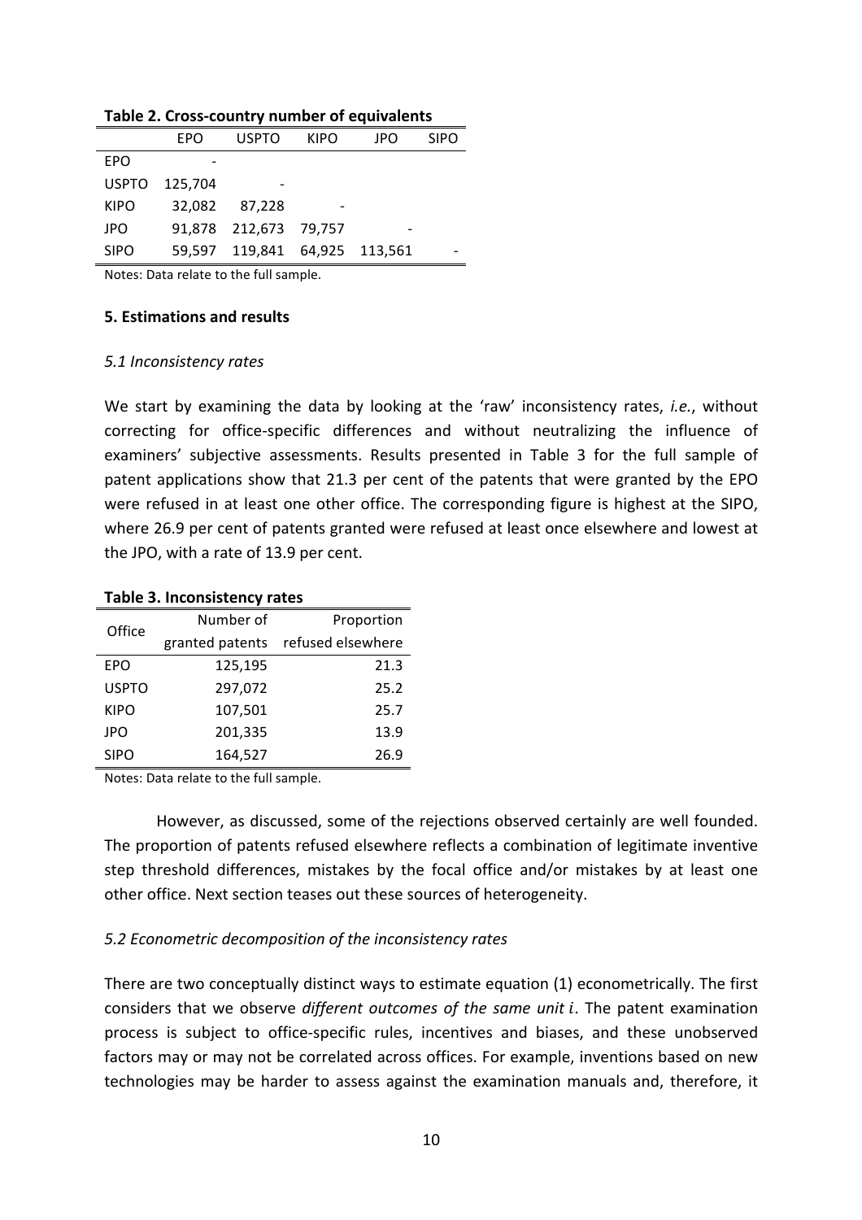**Table 2. Cross-country number of equivalents**

| | EPO | USPTO | KIPO | JPO | SIPO |
|---|---|---|---|---|---|
| EPO | - | | | | |
| USPTO | 125,704 | - | | | |
| KIPO | 32,082 | 87,228 | - | | |
| JPO | 91,878 | 212,673 | 79,757 | - | |
| SIPO | 59,597 | 119,841 | 64,925 | 113,561 | - |

Notes: Data relate to the full sample.

### 5. Estimations and results

#### *5.1 Inconsistency rates*

We start by examining the data by looking at the 'raw' inconsistency rates, *i.e.*, without correcting for office-specific differences and without neutralizing the influence of examiners' subjective assessments. Results presented in Table 3 for the full sample of patent applications show that 21.3 per cent of the patents that were granted by the EPO were refused in at least one other office. The corresponding figure is highest at the SIPO, where 26.9 per cent of patents granted were refused at least once elsewhere and lowest at the JPO, with a rate of 13.9 per cent.

**Table 3. Inconsistency rates**

| Office | Number of granted patents | Proportion refused elsewhere |
|---|---|---|
| EPO | 125,195 | 21.3 |
| USPTO | 297,072 | 25.2 |
| KIPO | 107,501 | 25.7 |
| JPO | 201,335 | 13.9 |
| SIPO | 164,527 | 26.9 |

Notes: Data relate to the full sample.

However, as discussed, some of the rejections observed certainly are well founded. The proportion of patents refused elsewhere reflects a combination of legitimate inventive step threshold differences, mistakes by the focal office and/or mistakes by at least one other office. Next section teases out these sources of heterogeneity.

#### *5.2 Econometric decomposition of the inconsistency rates*

There are two conceptually distinct ways to estimate equation (1) econometrically. The first considers that we observe *different outcomes of the same unit* $i$. The patent examination process is subject to office-specific rules, incentives and biases, and these unobserved factors may or may not be correlated across offices. For example, inventions based on new technologies may be harder to assess against the examination manuals and, therefore, it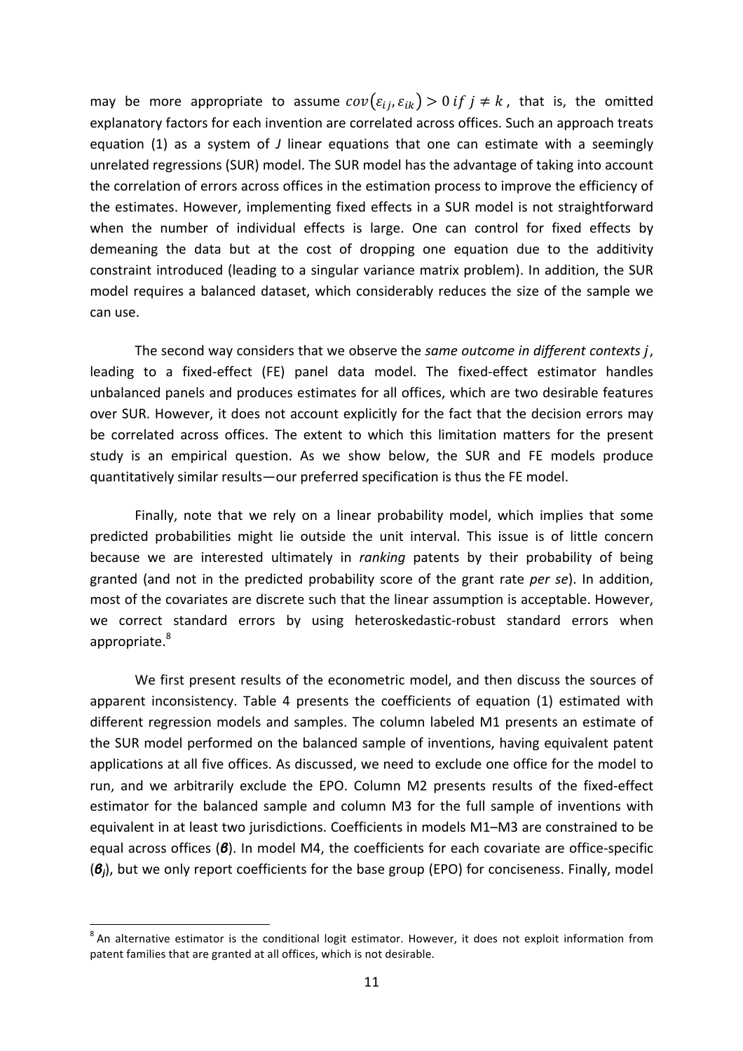may be more appropriate to assume $cov(\varepsilon_{ij}, \varepsilon_{ik}) > 0 \; if \; j \neq k$, that is, the omitted explanatory factors for each invention are correlated across offices. Such an approach treats equation (1) as a system of $J$ linear equations that one can estimate with a seemingly unrelated regressions (SUR) model. The SUR model has the advantage of taking into account the correlation of errors across offices in the estimation process to improve the efficiency of the estimates. However, implementing fixed effects in a SUR model is not straightforward when the number of individual effects is large. One can control for fixed effects by demeaning the data but at the cost of dropping one equation due to the additivity constraint introduced (leading to a singular variance matrix problem). In addition, the SUR model requires a balanced dataset, which considerably reduces the size of the sample we can use.

The second way considers that we observe the *same outcome in different contexts $j$*, leading to a fixed-effect (FE) panel data model. The fixed-effect estimator handles unbalanced panels and produces estimates for all offices, which are two desirable features over SUR. However, it does not account explicitly for the fact that the decision errors may be correlated across offices. The extent to which this limitation matters for the present study is an empirical question. As we show below, the SUR and FE models produce quantitatively similar results—our preferred specification is thus the FE model.

Finally, note that we rely on a linear probability model, which implies that some predicted probabilities might lie outside the unit interval. This issue is of little concern because we are interested ultimately in *ranking* patents by their probability of being granted (and not in the predicted probability score of the grant rate *per se*). In addition, most of the covariates are discrete such that the linear assumption is acceptable. However, we correct standard errors by using heteroskedastic-robust standard errors when appropriate.[8]

We first present results of the econometric model, and then discuss the sources of apparent inconsistency. Table 4 presents the coefficients of equation (1) estimated with different regression models and samples. The column labeled M1 presents an estimate of the SUR model performed on the balanced sample of inventions, having equivalent patent applications at all five offices. As discussed, we need to exclude one office for the model to run, and we arbitrarily exclude the EPO. Column M2 presents results of the fixed-effect estimator for the balanced sample and column M3 for the full sample of inventions with equivalent in at least two jurisdictions. Coefficients in models M1–M3 are constrained to be equal across offices ($\boldsymbol{\beta}$). In model M4, the coefficients for each covariate are office-specific ($\boldsymbol{\beta}_j$), but we only report coefficients for the base group (EPO) for conciseness. Finally, model

[8] An alternative estimator is the conditional logit estimator. However, it does not exploit information from patent families that are granted at all offices, which is not desirable.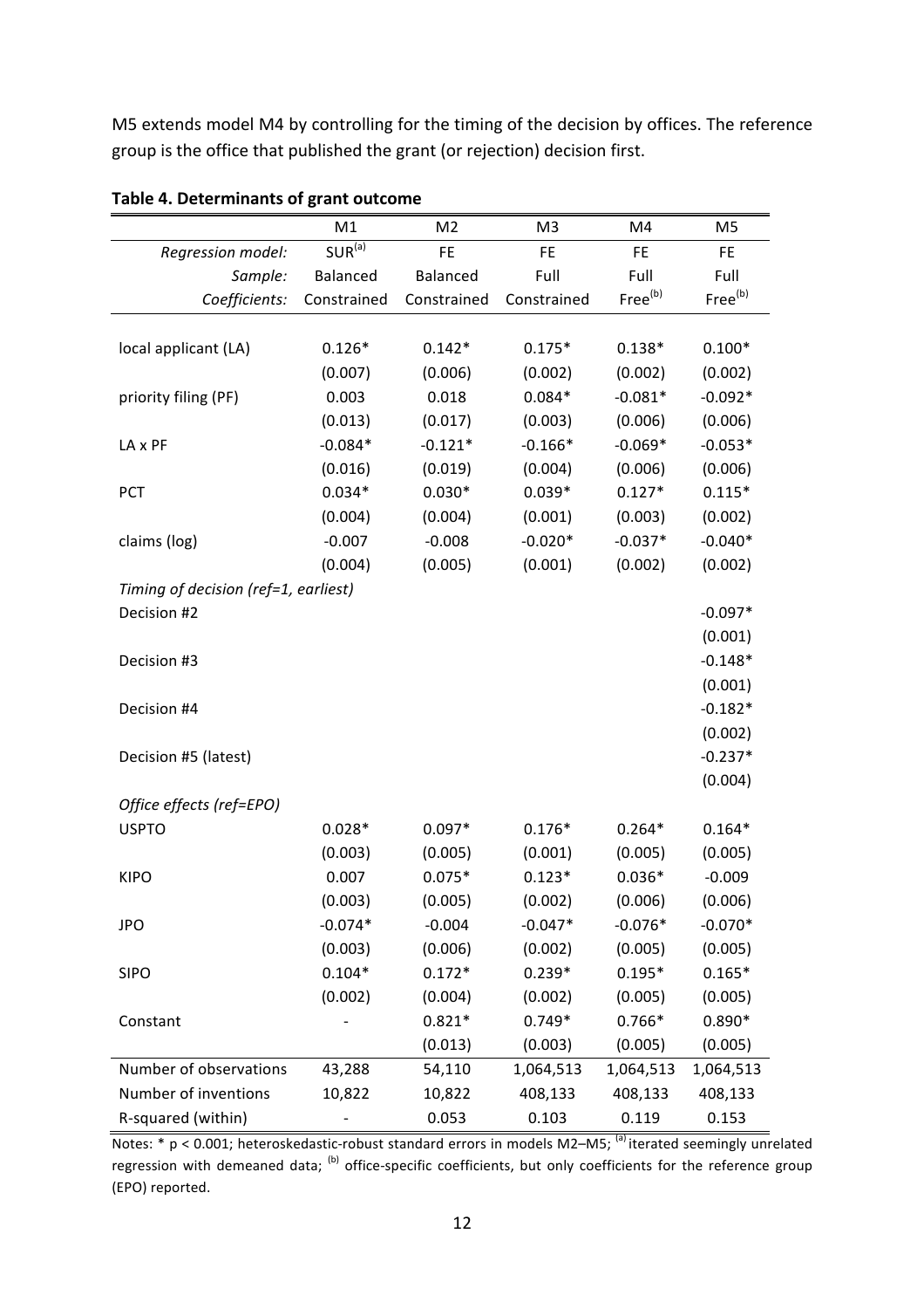M5 extends model M4 by controlling for the timing of the decision by offices. The reference group is the office that published the grant (or rejection) decision first.

**Table 4. Determinants of grant outcome**

| | M1 | M2 | M3 | M4 | M5 |
|---|---|---|---|---|---|
| *Regression model:* | SUR[(a)] | FE | FE | FE | FE |
| *Sample:* | Balanced | Balanced | Full | Full | Full |
| *Coefficients:* | Constrained | Constrained | Constrained | Free[(b)] | Free[(b)] |
| local applicant (LA) | 0.126* | 0.142* | 0.175* | 0.138* | 0.100* |
| | (0.007) | (0.006) | (0.002) | (0.002) | (0.002) |
| priority filing (PF) | 0.003 | 0.018 | 0.084* | -0.081* | -0.092* |
| | (0.013) | (0.017) | (0.003) | (0.006) | (0.006) |
| LA x PF | -0.084* | -0.121* | -0.166* | -0.069* | -0.053* |
| | (0.016) | (0.019) | (0.004) | (0.006) | (0.006) |
| PCT | 0.034* | 0.030* | 0.039* | 0.127* | 0.115* |
| | (0.004) | (0.004) | (0.001) | (0.003) | (0.002) |
| claims (log) | -0.007 | -0.008 | -0.020* | -0.037* | -0.040* |
| | (0.004) | (0.005) | (0.001) | (0.002) | (0.002) |
| *Timing of decision (ref=1, earliest)* | | | | | |
| Decision #2 | | | | | -0.097* |
| | | | | | (0.001) |
| Decision #3 | | | | | -0.148* |
| | | | | | (0.001) |
| Decision #4 | | | | | -0.182* |
| | | | | | (0.002) |
| Decision #5 (latest) | | | | | -0.237* |
| | | | | | (0.004) |
| *Office effects (ref=EPO)* | | | | | |
| USPTO | 0.028* | 0.097* | 0.176* | 0.264* | 0.164* |
| | (0.003) | (0.005) | (0.001) | (0.005) | (0.005) |
| KIPO | 0.007 | 0.075* | 0.123* | 0.036* | -0.009 |
| | (0.003) | (0.005) | (0.002) | (0.006) | (0.006) |
| JPO | -0.074* | -0.004 | -0.047* | -0.076* | -0.070* |
| | (0.003) | (0.006) | (0.002) | (0.005) | (0.005) |
| SIPO | 0.104* | 0.172* | 0.239* | 0.195* | 0.165* |
| | (0.002) | (0.004) | (0.002) | (0.005) | (0.005) |
| Constant | - | 0.821* | 0.749* | 0.766* | 0.890* |
| | | (0.013) | (0.003) | (0.005) | (0.005) |
| Number of observations | 43,288 | 54,110 | 1,064,513 | 1,064,513 | 1,064,513 |
| Number of inventions | 10,822 | 10,822 | 408,133 | 408,133 | 408,133 |
| R-squared (within) | - | 0.053 | 0.103 | 0.119 | 0.153 |

Notes: * $p < 0.001$; heteroskedastic-robust standard errors in models M2–M5; [(a)] iterated seemingly unrelated regression with demeaned data; [(b)] office-specific coefficients, but only coefficients for the reference group (EPO) reported.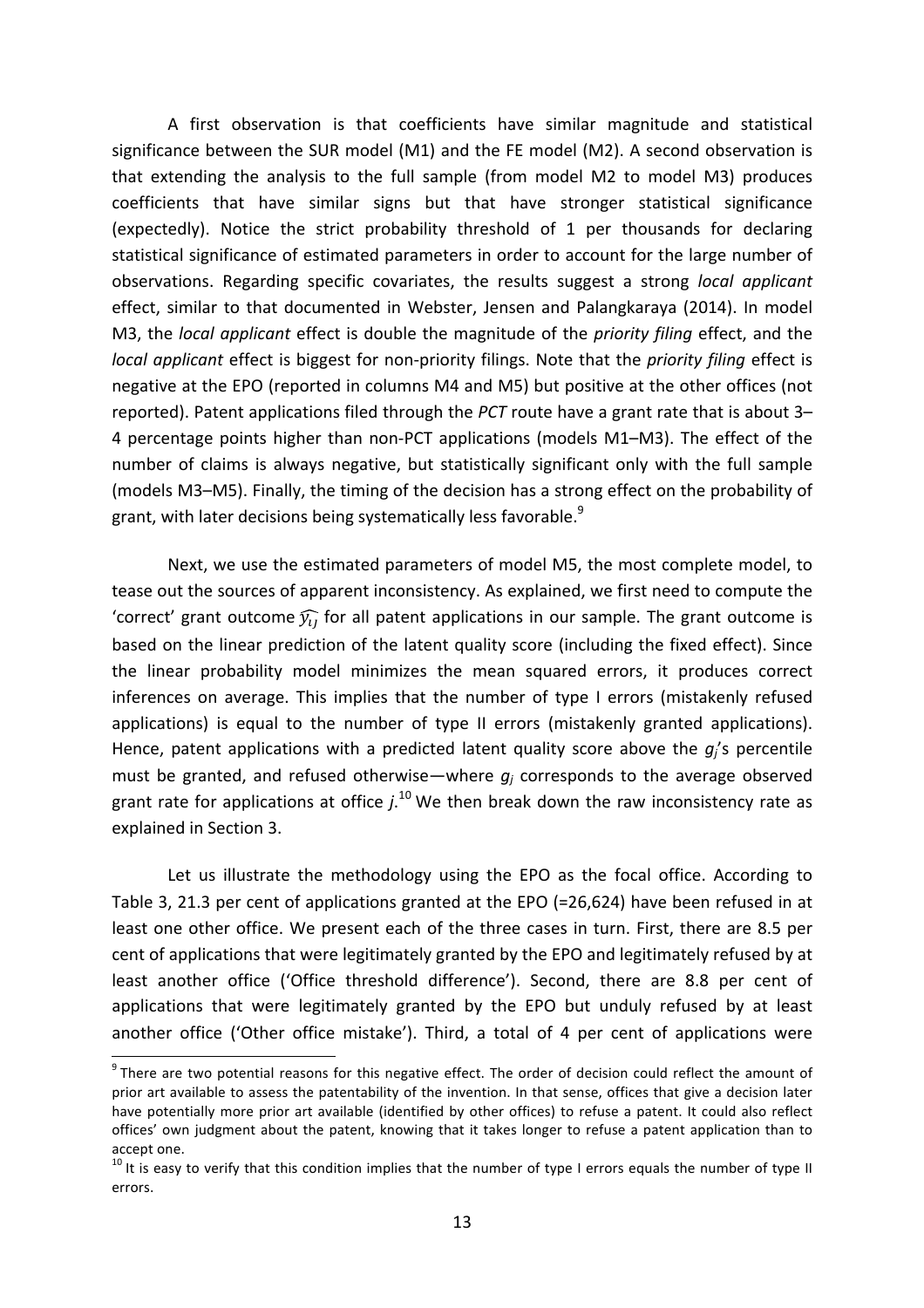A first observation is that coefficients have similar magnitude and statistical significance between the SUR model (M1) and the FE model (M2). A second observation is that extending the analysis to the full sample (from model M2 to model M3) produces coefficients that have similar signs but that have stronger statistical significance (expectedly). Notice the strict probability threshold of 1 per thousands for declaring statistical significance of estimated parameters in order to account for the large number of observations. Regarding specific covariates, the results suggest a strong *local applicant* effect, similar to that documented in Webster, Jensen and Palangkaraya (2014). In model M3, the *local applicant* effect is double the magnitude of the *priority filing* effect, and the *local applicant* effect is biggest for non-priority filings. Note that the *priority filing* effect is negative at the EPO (reported in columns M4 and M5) but positive at the other offices (not reported). Patent applications filed through the *PCT* route have a grant rate that is about 3–4 percentage points higher than non-PCT applications (models M1–M3). The effect of the number of claims is always negative, but statistically significant only with the full sample (models M3–M5). Finally, the timing of the decision has a strong effect on the probability of grant, with later decisions being systematically less favorable.[9]

Next, we use the estimated parameters of model M5, the most complete model, to tease out the sources of apparent inconsistency. As explained, we first need to compute the 'correct' grant outcome $\widehat{y_{ij}}$ for all patent applications in our sample. The grant outcome is based on the linear prediction of the latent quality score (including the fixed effect). Since the linear probability model minimizes the mean squared errors, it produces correct inferences on average. This implies that the number of type I errors (mistakenly refused applications) is equal to the number of type II errors (mistakenly granted applications). Hence, patent applications with a predicted latent quality score above the $g_j$'s percentile must be granted, and refused otherwise—where $g_j$ corresponds to the average observed grant rate for applications at office $j$.[10] We then break down the raw inconsistency rate as explained in Section 3.

Let us illustrate the methodology using the EPO as the focal office. According to Table 3, 21.3 per cent of applications granted at the EPO (=26,624) have been refused in at least one other office. We present each of the three cases in turn. First, there are 8.5 per cent of applications that were legitimately granted by the EPO and legitimately refused by at least another office ('Office threshold difference'). Second, there are 8.8 per cent of applications that were legitimately granted by the EPO but unduly refused by at least another office ('Other office mistake'). Third, a total of 4 per cent of applications were

[9] There are two potential reasons for this negative effect. The order of decision could reflect the amount of prior art available to assess the patentability of the invention. In that sense, offices that give a decision later have potentially more prior art available (identified by other offices) to refuse a patent. It could also reflect offices' own judgment about the patent, knowing that it takes longer to refuse a patent application than to accept one.

[10] It is easy to verify that this condition implies that the number of type I errors equals the number of type II errors.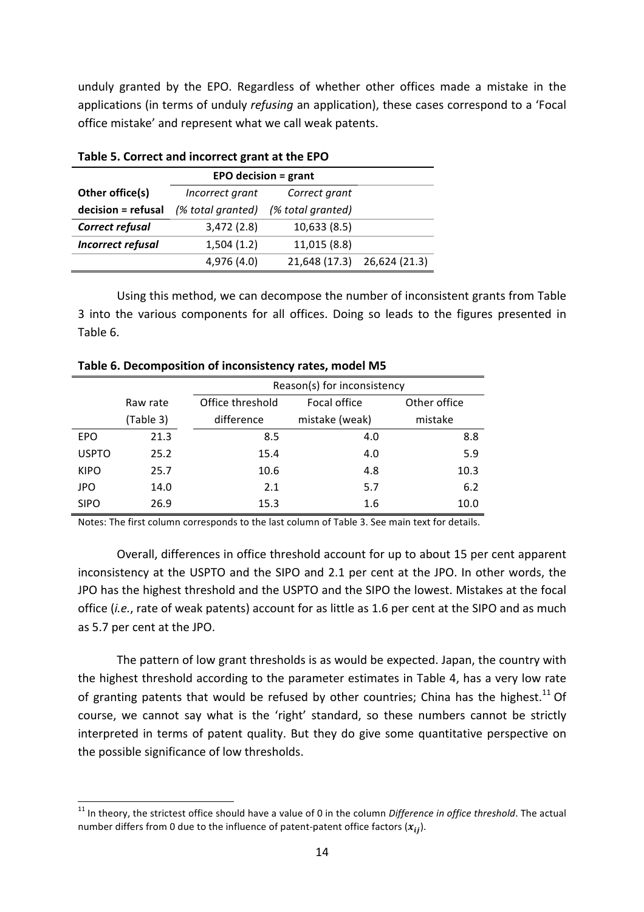unduly granted by the EPO. Regardless of whether other offices made a mistake in the applications (in terms of unduly *refusing* an application), these cases correspond to a 'Focal office mistake' and represent what we call weak patents.

**Table 5. Correct and incorrect grant at the EPO**

| | **EPO decision = grant** | | |
|---|---|---|---|
| **Other office(s) decision = refusal** | *Incorrect grant (% total granted)* | *Correct grant (% total granted)* | |
| ***Correct refusal*** | 3,472 (2.8) | 10,633 (8.5) | |
| ***Incorrect refusal*** | 1,504 (1.2) | 11,015 (8.8) | |
| | 4,976 (4.0) | 21,648 (17.3) | 26,624 (21.3) |

Using this method, we can decompose the number of inconsistent grants from Table 3 into the various components for all offices. Doing so leads to the figures presented in Table 6.

**Table 6. Decomposition of inconsistency rates, model M5**

| | | Reason(s) for inconsistency | | |
|---|---|---|---|---|
| | Raw rate (Table 3) | Office threshold difference | Focal office mistake (weak) | Other office mistake |
| EPO | 21.3 | 8.5 | 4.0 | 8.8 |
| USPTO | 25.2 | 15.4 | 4.0 | 5.9 |
| KIPO | 25.7 | 10.6 | 4.8 | 10.3 |
| JPO | 14.0 | 2.1 | 5.7 | 6.2 |
| SIPO | 26.9 | 15.3 | 1.6 | 10.0 |

Notes: The first column corresponds to the last column of Table 3. See main text for details.

Overall, differences in office threshold account for up to about 15 per cent apparent inconsistency at the USPTO and the SIPO and 2.1 per cent at the JPO. In other words, the JPO has the highest threshold and the USPTO and the SIPO the lowest. Mistakes at the focal office (*i.e.*, rate of weak patents) account for as little as 1.6 per cent at the SIPO and as much as 5.7 per cent at the JPO.

The pattern of low grant thresholds is as would be expected. Japan, the country with the highest threshold according to the parameter estimates in Table 4, has a very low rate of granting patents that would be refused by other countries; China has the highest.[11] Of course, we cannot say what is the 'right' standard, so these numbers cannot be strictly interpreted in terms of patent quality. But they do give some quantitative perspective on the possible significance of low thresholds.

[11] In theory, the strictest office should have a value of 0 in the column *Difference in office threshold*. The actual number differs from 0 due to the influence of patent-patent office factors ($\boldsymbol{x}_{ij}$).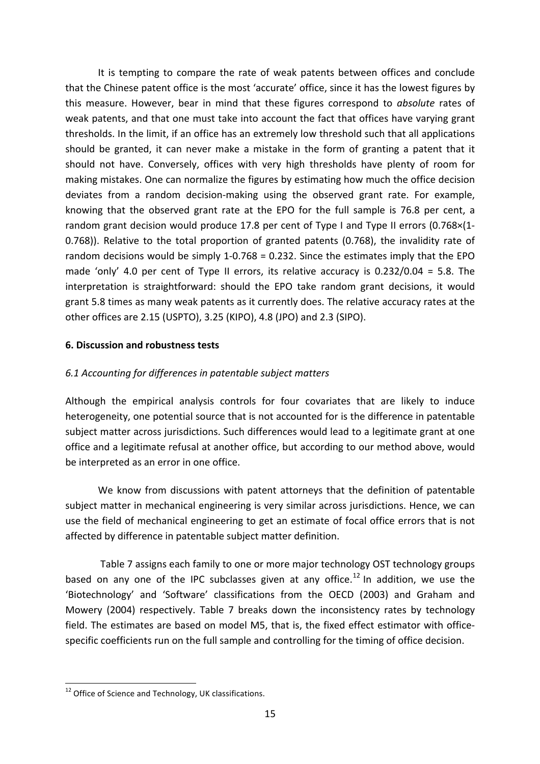It is tempting to compare the rate of weak patents between offices and conclude that the Chinese patent office is the most 'accurate' office, since it has the lowest figures by this measure. However, bear in mind that these figures correspond to *absolute* rates of weak patents, and that one must take into account the fact that offices have varying grant thresholds. In the limit, if an office has an extremely low threshold such that all applications should be granted, it can never make a mistake in the form of granting a patent that it should not have. Conversely, offices with very high thresholds have plenty of room for making mistakes. One can normalize the figures by estimating how much the office decision deviates from a random decision-making using the observed grant rate. For example, knowing that the observed grant rate at the EPO for the full sample is 76.8 per cent, a random grant decision would produce 17.8 per cent of Type I and Type II errors (0.768×(1-0.768)). Relative to the total proportion of granted patents (0.768), the invalidity rate of random decisions would be simply 1-0.768 = 0.232. Since the estimates imply that the EPO made 'only' 4.0 per cent of Type II errors, its relative accuracy is 0.232/0.04 = 5.8. The interpretation is straightforward: should the EPO take random grant decisions, it would grant 5.8 times as many weak patents as it currently does. The relative accuracy rates at the other offices are 2.15 (USPTO), 3.25 (KIPO), 4.8 (JPO) and 2.3 (SIPO).

## 6. Discussion and robustness tests

### *6.1 Accounting for differences in patentable subject matters*

Although the empirical analysis controls for four covariates that are likely to induce heterogeneity, one potential source that is not accounted for is the difference in patentable subject matter across jurisdictions. Such differences would lead to a legitimate grant at one office and a legitimate refusal at another office, but according to our method above, would be interpreted as an error in one office.

We know from discussions with patent attorneys that the definition of patentable subject matter in mechanical engineering is very similar across jurisdictions. Hence, we can use the field of mechanical engineering to get an estimate of focal office errors that is not affected by difference in patentable subject matter definition.

Table 7 assigns each family to one or more major technology OST technology groups based on any one of the IPC subclasses given at any office.[12] In addition, we use the 'Biotechnology' and 'Software' classifications from the OECD (2003) and Graham and Mowery (2004) respectively. Table 7 breaks down the inconsistency rates by technology field. The estimates are based on model M5, that is, the fixed effect estimator with office-specific coefficients run on the full sample and controlling for the timing of office decision.

[12] Office of Science and Technology, UK classifications.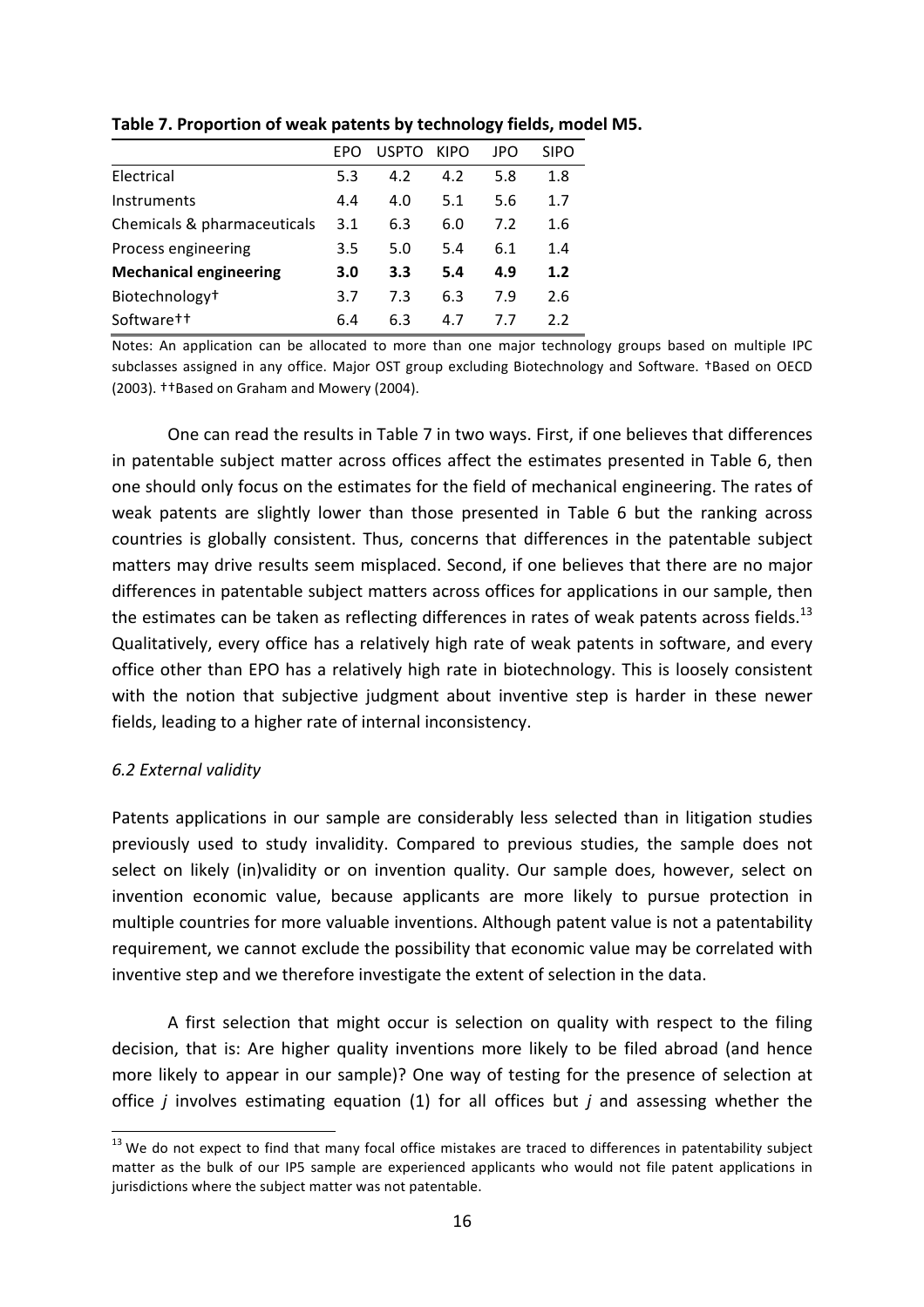**Table 7. Proportion of weak patents by technology fields, model M5.**

| | EPO | USPTO | KIPO | JPO | SIPO |
|---|---|---|---|---|---|
| Electrical | 5.3 | 4.2 | 4.2 | 5.8 | 1.8 |
| Instruments | 4.4 | 4.0 | 5.1 | 5.6 | 1.7 |
| Chemicals & pharmaceuticals | 3.1 | 6.3 | 6.0 | 7.2 | 1.6 |
| Process engineering | 3.5 | 5.0 | 5.4 | 6.1 | 1.4 |
| **Mechanical engineering** | **3.0** | **3.3** | **5.4** | **4.9** | **1.2** |
| Biotechnology† | 3.7 | 7.3 | 6.3 | 7.9 | 2.6 |
| Software†† | 6.4 | 6.3 | 4.7 | 7.7 | 2.2 |

Notes: An application can be allocated to more than one major technology groups based on multiple IPC subclasses assigned in any office. Major OST group excluding Biotechnology and Software. †Based on OECD (2003). ††Based on Graham and Mowery (2004).

One can read the results in Table 7 in two ways. First, if one believes that differences in patentable subject matter across offices affect the estimates presented in Table 6, then one should only focus on the estimates for the field of mechanical engineering. The rates of weak patents are slightly lower than those presented in Table 6 but the ranking across countries is globally consistent. Thus, concerns that differences in the patentable subject matters may drive results seem misplaced. Second, if one believes that there are no major differences in patentable subject matters across offices for applications in our sample, then the estimates can be taken as reflecting differences in rates of weak patents across fields.[13] Qualitatively, every office has a relatively high rate of weak patents in software, and every office other than EPO has a relatively high rate in biotechnology. This is loosely consistent with the notion that subjective judgment about inventive step is harder in these newer fields, leading to a higher rate of internal inconsistency.

### *6.2 External validity*

Patents applications in our sample are considerably less selected than in litigation studies previously used to study invalidity. Compared to previous studies, the sample does not select on likely (in)validity or on invention quality. Our sample does, however, select on invention economic value, because applicants are more likely to pursue protection in multiple countries for more valuable inventions. Although patent value is not a patentability requirement, we cannot exclude the possibility that economic value may be correlated with inventive step and we therefore investigate the extent of selection in the data.

A first selection that might occur is selection on quality with respect to the filing decision, that is: Are higher quality inventions more likely to be filed abroad (and hence more likely to appear in our sample)? One way of testing for the presence of selection at office $j$ involves estimating equation (1) for all offices but $j$ and assessing whether the

[13] We do not expect to find that many focal office mistakes are traced to differences in patentability subject matter as the bulk of our IP5 sample are experienced applicants who would not file patent applications in jurisdictions where the subject matter was not patentable.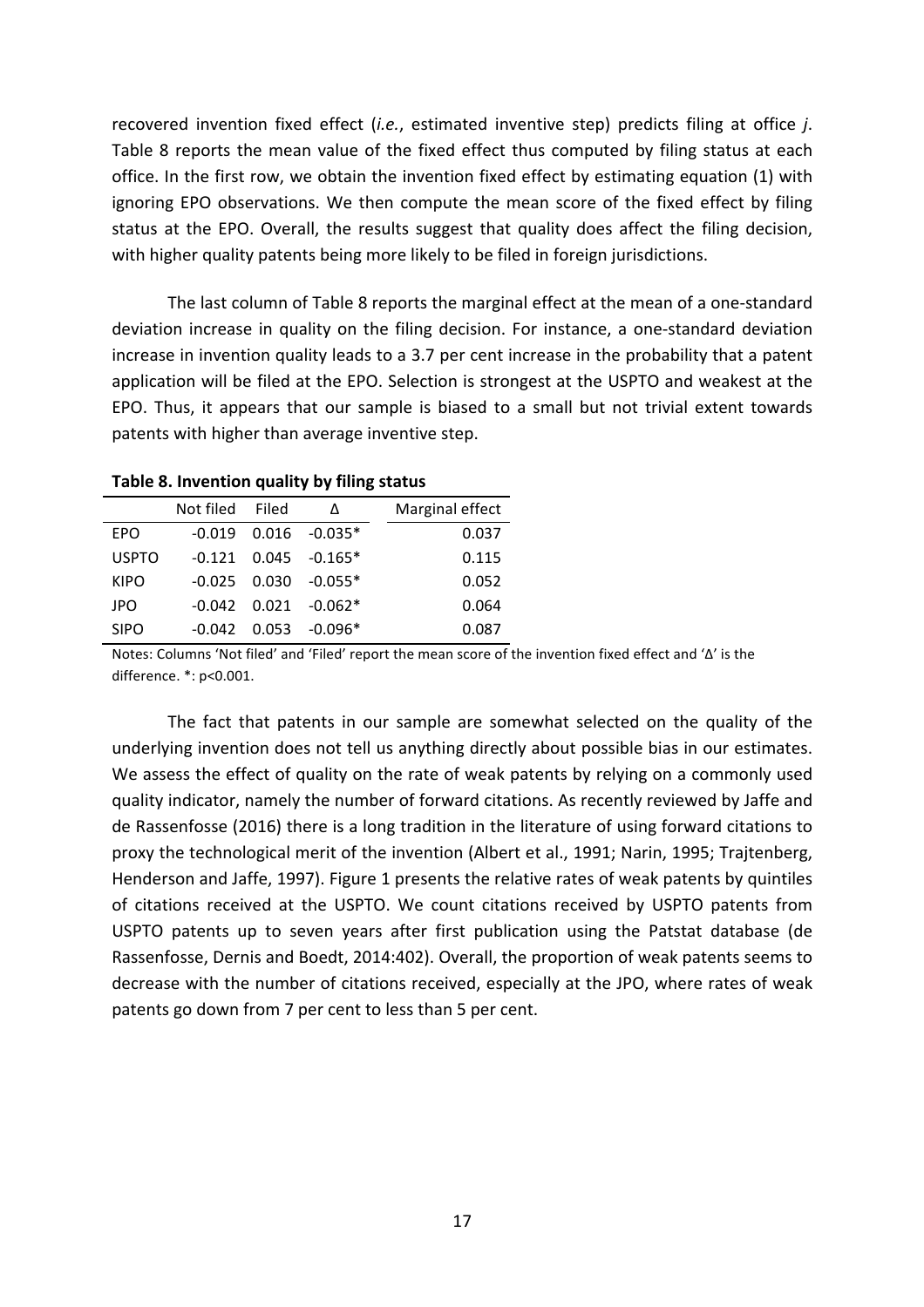recovered invention fixed effect (*i.e.*, estimated inventive step) predicts filing at office *j*. Table 8 reports the mean value of the fixed effect thus computed by filing status at each office. In the first row, we obtain the invention fixed effect by estimating equation (1) with ignoring EPO observations. We then compute the mean score of the fixed effect by filing status at the EPO. Overall, the results suggest that quality does affect the filing decision, with higher quality patents being more likely to be filed in foreign jurisdictions.

The last column of Table 8 reports the marginal effect at the mean of a one-standard deviation increase in quality on the filing decision. For instance, a one-standard deviation increase in invention quality leads to a 3.7 per cent increase in the probability that a patent application will be filed at the EPO. Selection is strongest at the USPTO and weakest at the EPO. Thus, it appears that our sample is biased to a small but not trivial extent towards patents with higher than average inventive step.

**Table 8. Invention quality by filing status**

| | Not filed | Filed | Δ | Marginal effect |
|---|---|---|---|---|
| EPO | -0.019 | 0.016 | -0.035* | 0.037 |
| USPTO | -0.121 | 0.045 | -0.165* | 0.115 |
| KIPO | -0.025 | 0.030 | -0.055* | 0.052 |
| JPO | -0.042 | 0.021 | -0.062* | 0.064 |
| SIPO | -0.042 | 0.053 | -0.096* | 0.087 |

Notes: Columns 'Not filed' and 'Filed' report the mean score of the invention fixed effect and 'Δ' is the difference. *: $p<0.001$.

The fact that patents in our sample are somewhat selected on the quality of the underlying invention does not tell us anything directly about possible bias in our estimates. We assess the effect of quality on the rate of weak patents by relying on a commonly used quality indicator, namely the number of forward citations. As recently reviewed by Jaffe and de Rassenfosse (2016) there is a long tradition in the literature of using forward citations to proxy the technological merit of the invention (Albert et al., 1991; Narin, 1995; Trajtenberg, Henderson and Jaffe, 1997). Figure 1 presents the relative rates of weak patents by quintiles of citations received at the USPTO. We count citations received by USPTO patents from USPTO patents up to seven years after first publication using the Patstat database (de Rassenfosse, Dernis and Boedt, 2014:402). Overall, the proportion of weak patents seems to decrease with the number of citations received, especially at the JPO, where rates of weak patents go down from 7 per cent to less than 5 per cent.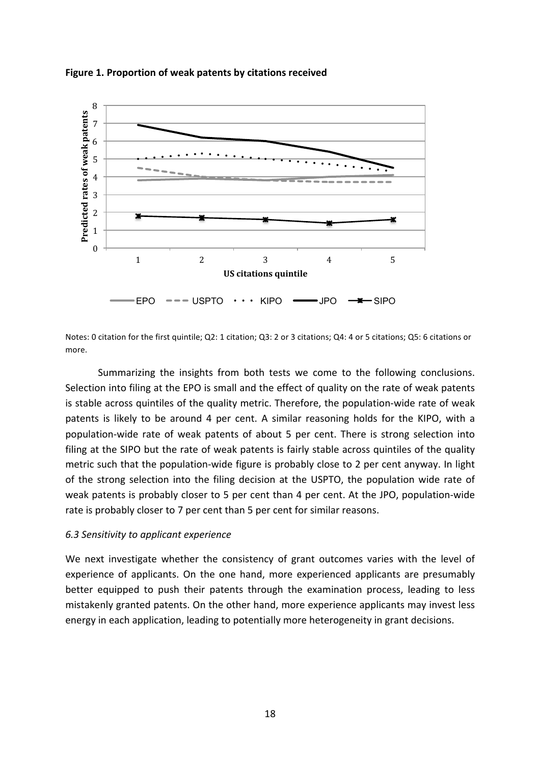**Figure 1. Proportion of weak patents by citations received**

Notes: 0 citation for the first quintile; Q2: 1 citation; Q3: 2 or 3 citations; Q4: 4 or 5 citations; Q5: 6 citations or more.

Summarizing the insights from both tests we come to the following conclusions. Selection into filing at the EPO is small and the effect of quality on the rate of weak patents is stable across quintiles of the quality metric. Therefore, the population-wide rate of weak patents is likely to be around 4 per cent. A similar reasoning holds for the KIPO, with a population-wide rate of weak patents of about 5 per cent. There is strong selection into filing at the SIPO but the rate of weak patents is fairly stable across quintiles of the quality metric such that the population-wide figure is probably close to 2 per cent anyway. In light of the strong selection into the filing decision at the USPTO, the population wide rate of weak patents is probably closer to 5 per cent than 4 per cent. At the JPO, population-wide rate is probably closer to 7 per cent than 5 per cent for similar reasons.

### *6.3 Sensitivity to applicant experience*

We next investigate whether the consistency of grant outcomes varies with the level of experience of applicants. On the one hand, more experienced applicants are presumably better equipped to push their patents through the examination process, leading to less mistakenly granted patents. On the other hand, more experience applicants may invest less energy in each application, leading to potentially more heterogeneity in grant decisions.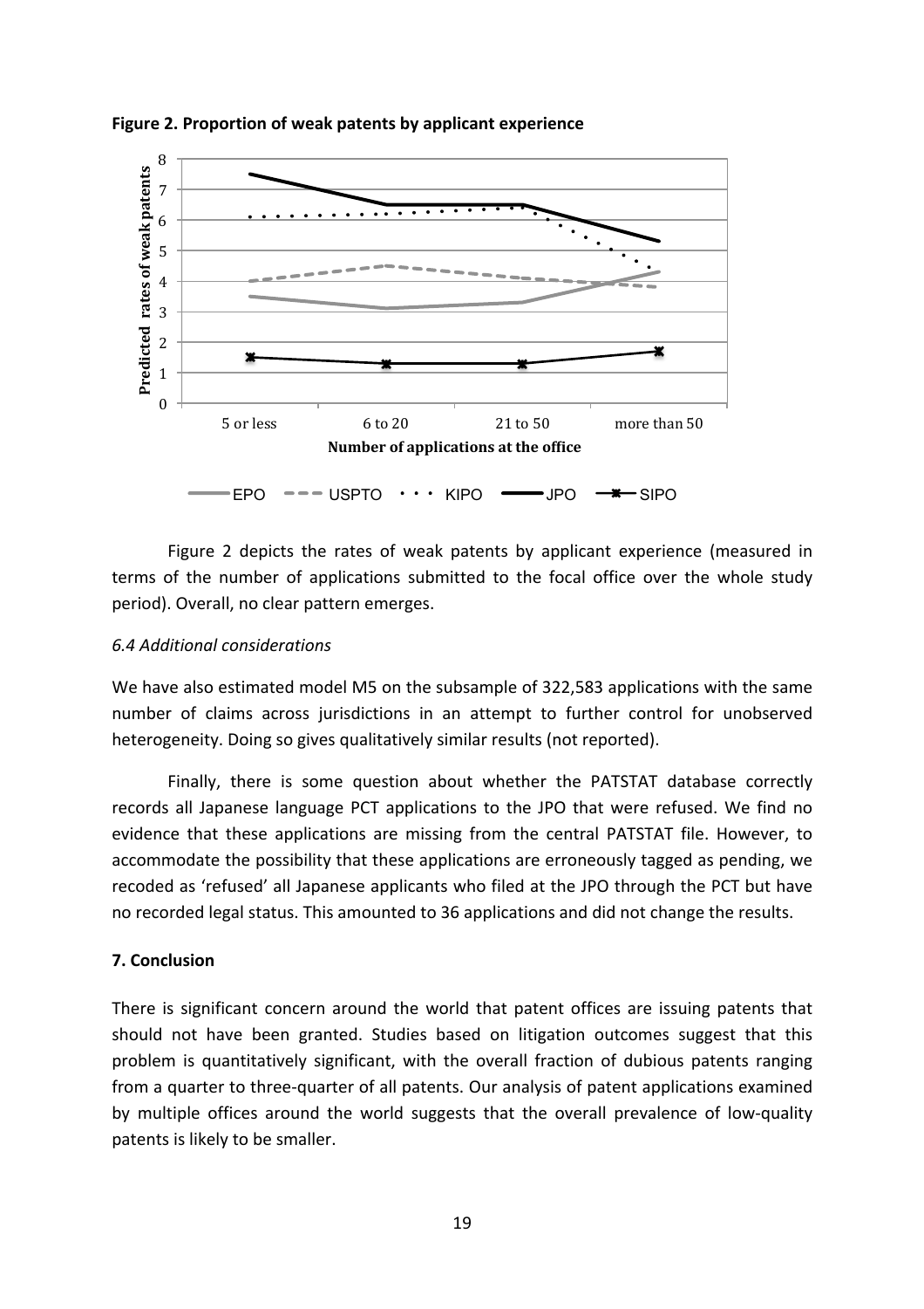**Figure 2. Proportion of weak patents by applicant experience**

Figure 2 depicts the rates of weak patents by applicant experience (measured in terms of the number of applications submitted to the focal office over the whole study period). Overall, no clear pattern emerges.

### *6.4 Additional considerations*

We have also estimated model M5 on the subsample of 322,583 applications with the same number of claims across jurisdictions in an attempt to further control for unobserved heterogeneity. Doing so gives qualitatively similar results (not reported).

Finally, there is some question about whether the PATSTAT database correctly records all Japanese language PCT applications to the JPO that were refused. We find no evidence that these applications are missing from the central PATSTAT file. However, to accommodate the possibility that these applications are erroneously tagged as pending, we recoded as 'refused' all Japanese applicants who filed at the JPO through the PCT but have no recorded legal status. This amounted to 36 applications and did not change the results.

## 7. Conclusion

There is significant concern around the world that patent offices are issuing patents that should not have been granted. Studies based on litigation outcomes suggest that this problem is quantitatively significant, with the overall fraction of dubious patents ranging from a quarter to three-quarter of all patents. Our analysis of patent applications examined by multiple offices around the world suggests that the overall prevalence of low-quality patents is likely to be smaller.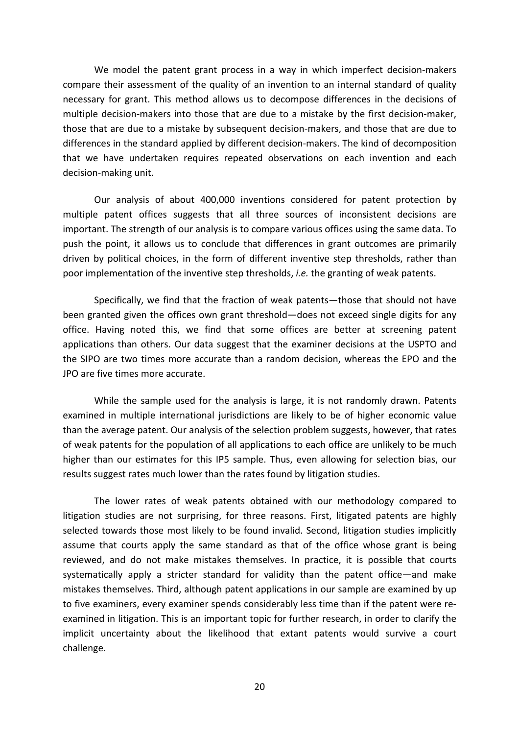We model the patent grant process in a way in which imperfect decision-makers compare their assessment of the quality of an invention to an internal standard of quality necessary for grant. This method allows us to decompose differences in the decisions of multiple decision-makers into those that are due to a mistake by the first decision-maker, those that are due to a mistake by subsequent decision-makers, and those that are due to differences in the standard applied by different decision-makers. The kind of decomposition that we have undertaken requires repeated observations on each invention and each decision-making unit.

Our analysis of about 400,000 inventions considered for patent protection by multiple patent offices suggests that all three sources of inconsistent decisions are important. The strength of our analysis is to compare various offices using the same data. To push the point, it allows us to conclude that differences in grant outcomes are primarily driven by political choices, in the form of different inventive step thresholds, rather than poor implementation of the inventive step thresholds, *i.e.* the granting of weak patents.

Specifically, we find that the fraction of weak patents—those that should not have been granted given the offices own grant threshold—does not exceed single digits for any office. Having noted this, we find that some offices are better at screening patent applications than others. Our data suggest that the examiner decisions at the USPTO and the SIPO are two times more accurate than a random decision, whereas the EPO and the JPO are five times more accurate.

While the sample used for the analysis is large, it is not randomly drawn. Patents examined in multiple international jurisdictions are likely to be of higher economic value than the average patent. Our analysis of the selection problem suggests, however, that rates of weak patents for the population of all applications to each office are unlikely to be much higher than our estimates for this IP5 sample. Thus, even allowing for selection bias, our results suggest rates much lower than the rates found by litigation studies.

The lower rates of weak patents obtained with our methodology compared to litigation studies are not surprising, for three reasons. First, litigated patents are highly selected towards those most likely to be found invalid. Second, litigation studies implicitly assume that courts apply the same standard as that of the office whose grant is being reviewed, and do not make mistakes themselves. In practice, it is possible that courts systematically apply a stricter standard for validity than the patent office—and make mistakes themselves. Third, although patent applications in our sample are examined by up to five examiners, every examiner spends considerably less time than if the patent were re-examined in litigation. This is an important topic for further research, in order to clarify the implicit uncertainty about the likelihood that extant patents would survive a court challenge.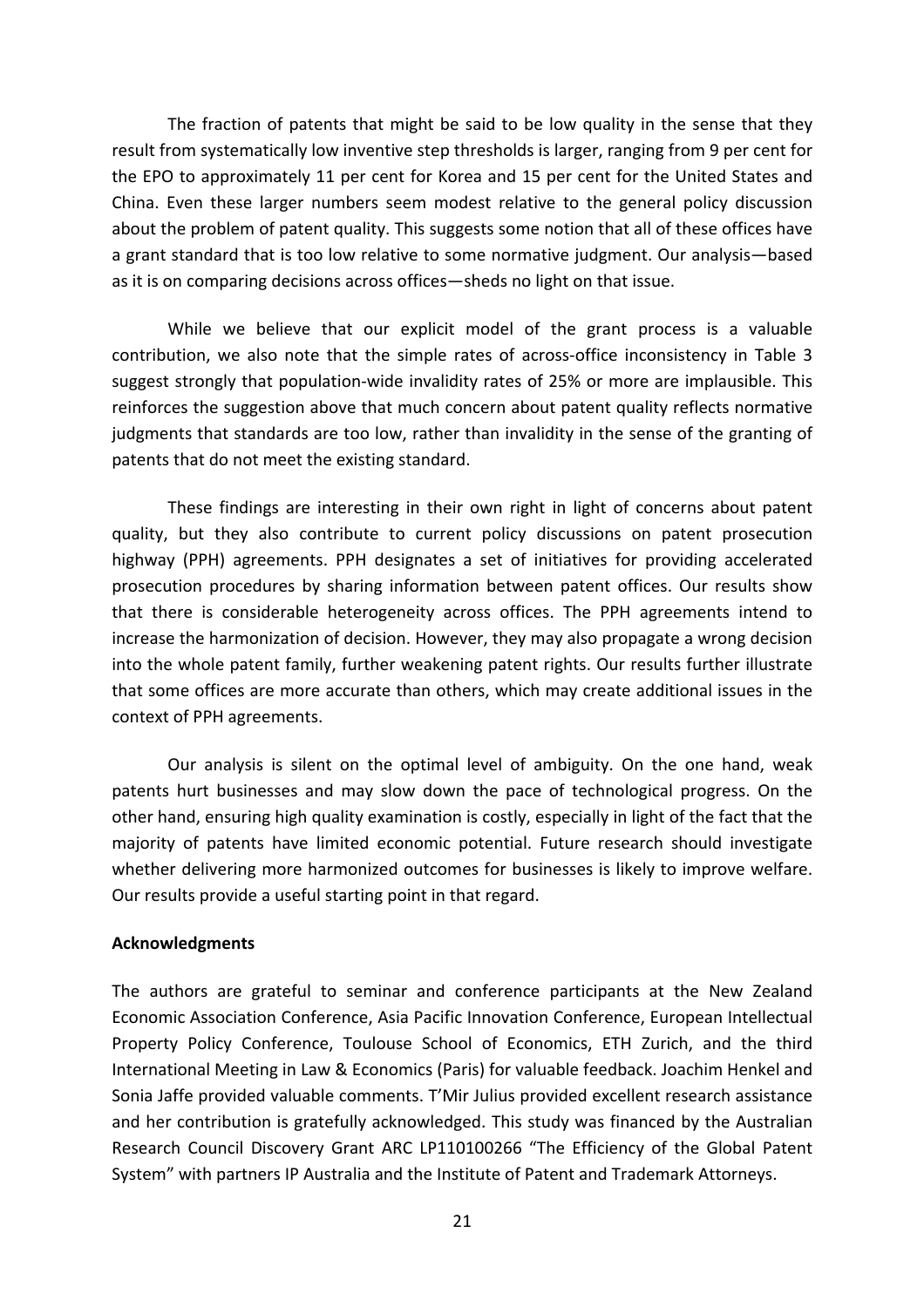The fraction of patents that might be said to be low quality in the sense that they result from systematically low inventive step thresholds is larger, ranging from 9 per cent for the EPO to approximately 11 per cent for Korea and 15 per cent for the United States and China. Even these larger numbers seem modest relative to the general policy discussion about the problem of patent quality. This suggests some notion that all of these offices have a grant standard that is too low relative to some normative judgment. Our analysis—based as it is on comparing decisions across offices—sheds no light on that issue.

While we believe that our explicit model of the grant process is a valuable contribution, we also note that the simple rates of across-office inconsistency in Table 3 suggest strongly that population-wide invalidity rates of 25% or more are implausible. This reinforces the suggestion above that much concern about patent quality reflects normative judgments that standards are too low, rather than invalidity in the sense of the granting of patents that do not meet the existing standard.

These findings are interesting in their own right in light of concerns about patent quality, but they also contribute to current policy discussions on patent prosecution highway (PPH) agreements. PPH designates a set of initiatives for providing accelerated prosecution procedures by sharing information between patent offices. Our results show that there is considerable heterogeneity across offices. The PPH agreements intend to increase the harmonization of decision. However, they may also propagate a wrong decision into the whole patent family, further weakening patent rights. Our results further illustrate that some offices are more accurate than others, which may create additional issues in the context of PPH agreements.

Our analysis is silent on the optimal level of ambiguity. On the one hand, weak patents hurt businesses and may slow down the pace of technological progress. On the other hand, ensuring high quality examination is costly, especially in light of the fact that the majority of patents have limited economic potential. Future research should investigate whether delivering more harmonized outcomes for businesses is likely to improve welfare. Our results provide a useful starting point in that regard.

**Acknowledgments**

The authors are grateful to seminar and conference participants at the New Zealand Economic Association Conference, Asia Pacific Innovation Conference, European Intellectual Property Policy Conference, Toulouse School of Economics, ETH Zurich, and the third International Meeting in Law & Economics (Paris) for valuable feedback. Joachim Henkel and Sonia Jaffe provided valuable comments. T'Mir Julius provided excellent research assistance and her contribution is gratefully acknowledged. This study was financed by the Australian Research Council Discovery Grant ARC LP110100266 "The Efficiency of the Global Patent System" with partners IP Australia and the Institute of Patent and Trademark Attorneys.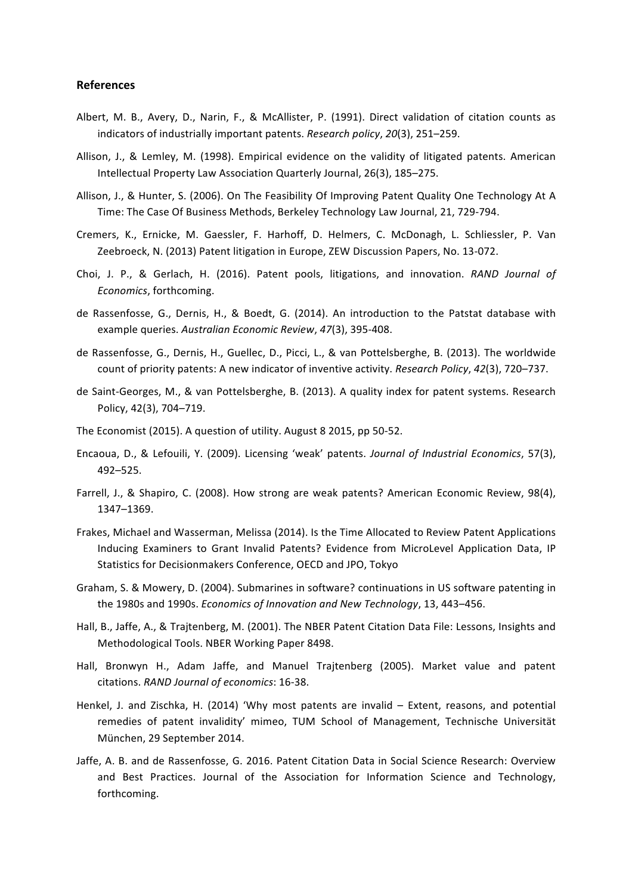### References

Albert, M. B., Avery, D., Narin, F., & McAllister, P. (1991). Direct validation of citation counts as indicators of industrially important patents. *Research policy*, *20*(3), 251–259.

Allison, J., & Lemley, M. (1998). Empirical evidence on the validity of litigated patents. American Intellectual Property Law Association Quarterly Journal, 26(3), 185–275.

Allison, J., & Hunter, S. (2006). On The Feasibility Of Improving Patent Quality One Technology At A Time: The Case Of Business Methods, Berkeley Technology Law Journal, 21, 729-794.

Cremers, K., Ernicke, M. Gaessler, F. Harhoff, D. Helmers, C. McDonagh, L. Schliessler, P. Van Zeebroeck, N. (2013) Patent litigation in Europe, ZEW Discussion Papers, No. 13-072.

Choi, J. P., & Gerlach, H. (2016). Patent pools, litigations, and innovation. *RAND Journal of Economics*, forthcoming.

de Rassenfosse, G., Dernis, H., & Boedt, G. (2014). An introduction to the Patstat database with example queries. *Australian Economic Review*, *47*(3), 395-408.

de Rassenfosse, G., Dernis, H., Guellec, D., Picci, L., & van Pottelsberghe, B. (2013). The worldwide count of priority patents: A new indicator of inventive activity. *Research Policy*, *42*(3), 720–737.

de Saint-Georges, M., & van Pottelsberghe, B. (2013). A quality index for patent systems. Research Policy, 42(3), 704–719.

The Economist (2015). A question of utility. August 8 2015, pp 50-52.

Encaoua, D., & Lefouili, Y. (2009). Licensing 'weak' patents. *Journal of Industrial Economics*, 57(3), 492–525.

Farrell, J., & Shapiro, C. (2008). How strong are weak patents? American Economic Review, 98(4), 1347–1369.

Frakes, Michael and Wasserman, Melissa (2014). Is the Time Allocated to Review Patent Applications Inducing Examiners to Grant Invalid Patents? Evidence from MicroLevel Application Data, IP Statistics for Decisionmakers Conference, OECD and JPO, Tokyo

Graham, S. & Mowery, D. (2004). Submarines in software? continuations in US software patenting in the 1980s and 1990s. *Economics of Innovation and New Technology*, 13, 443–456.

Hall, B., Jaffe, A., & Trajtenberg, M. (2001). The NBER Patent Citation Data File: Lessons, Insights and Methodological Tools. NBER Working Paper 8498.

Hall, Bronwyn H., Adam Jaffe, and Manuel Trajtenberg (2005). Market value and patent citations. *RAND Journal of economics*: 16-38.

Henkel, J. and Zischka, H. (2014) 'Why most patents are invalid – Extent, reasons, and potential remedies of patent invalidity' mimeo, TUM School of Management, Technische Universität München, 29 September 2014.

Jaffe, A. B. and de Rassenfosse, G. 2016. Patent Citation Data in Social Science Research: Overview and Best Practices. Journal of the Association for Information Science and Technology, forthcoming.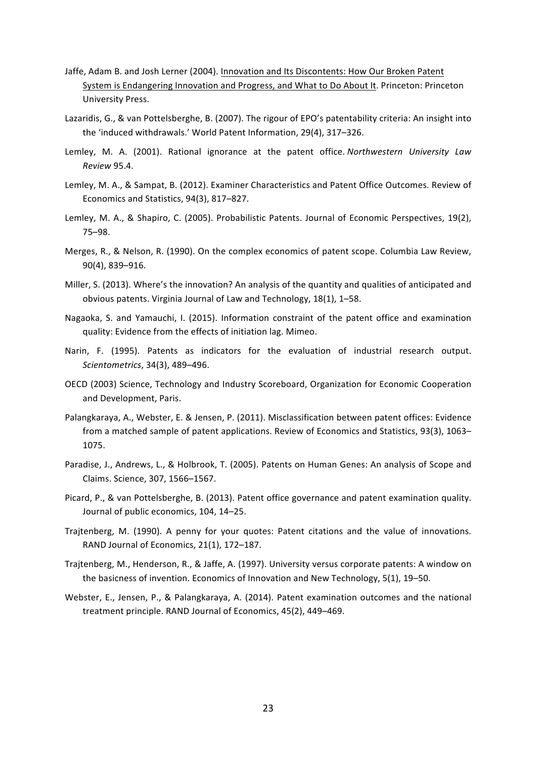Jaffe, Adam B. and Josh Lerner (2004). Innovation and Its Discontents: How Our Broken Patent System is Endangering Innovation and Progress, and What to Do About It. Princeton: Princeton University Press.

Lazaridis, G., & van Pottelsberghe, B. (2007). The rigour of EPO's patentability criteria: An insight into the 'induced withdrawals.' World Patent Information, 29(4), 317–326.

Lemley, M. A. (2001). Rational ignorance at the patent office. *Northwestern University Law Review* 95.4.

Lemley, M. A., & Sampat, B. (2012). Examiner Characteristics and Patent Office Outcomes. Review of Economics and Statistics, 94(3), 817–827.

Lemley, M. A., & Shapiro, C. (2005). Probabilistic Patents. Journal of Economic Perspectives, 19(2), 75–98.

Merges, R., & Nelson, R. (1990). On the complex economics of patent scope. Columbia Law Review, 90(4), 839–916.

Miller, S. (2013). Where's the innovation? An analysis of the quantity and qualities of anticipated and obvious patents. Virginia Journal of Law and Technology, 18(1), 1–58.

Nagaoka, S. and Yamauchi, I. (2015). Information constraint of the patent office and examination quality: Evidence from the effects of initiation lag. Mimeo.

Narin, F. (1995). Patents as indicators for the evaluation of industrial research output. *Scientometrics*, 34(3), 489–496.

OECD (2003) Science, Technology and Industry Scoreboard, Organization for Economic Cooperation and Development, Paris.

Palangkaraya, A., Webster, E. & Jensen, P. (2011). Misclassification between patent offices: Evidence from a matched sample of patent applications. Review of Economics and Statistics, 93(3), 1063–1075.

Paradise, J., Andrews, L., & Holbrook, T. (2005). Patents on Human Genes: An analysis of Scope and Claims. Science, 307, 1566–1567.

Picard, P., & van Pottelsberghe, B. (2013). Patent office governance and patent examination quality. Journal of public economics, 104, 14–25.

Trajtenberg, M. (1990). A penny for your quotes: Patent citations and the value of innovations. RAND Journal of Economics, 21(1), 172–187.

Trajtenberg, M., Henderson, R., & Jaffe, A. (1997). University versus corporate patents: A window on the basicness of invention. Economics of Innovation and New Technology, 5(1), 19–50.

Webster, E., Jensen, P., & Palangkaraya, A. (2014). Patent examination outcomes and the national treatment principle. RAND Journal of Economics, 45(2), 449–469.